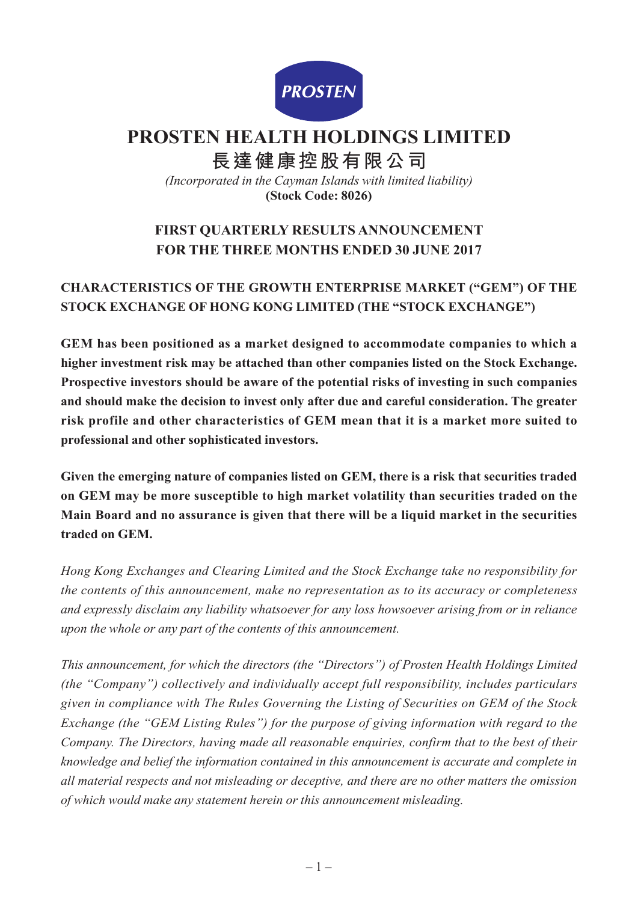PROSTEN

# PROSTEN HEALTH HOLDINGS LIMITED

# 長達健康控股有限公司

*(Incorporated in the Cayman Islands with limited liability)*

**(Stock Code: 8026)**

## FIRST QUARTERLY RESULTS ANNOUNCEMENT FOR THE THREE MONTHS ENDED 30 JUNE 2017

### CHARACTERISTICS OF THE GROWTH ENTERPRISE MARKET ("GEM") OF THE STOCK EXCHANGE OF HONG KONG LIMITED (THE "STOCK EXCHANGE")

**GEM has been positioned as a market designed to accommodate companies to which a higher investment risk may be attached than other companies listed on the Stock Exchange. Prospective investors should be aware of the potential risks of investing in such companies and should make the decision to invest only after due and careful consideration. The greater risk profile and other characteristics of GEM mean that it is a market more suited to professional and other sophisticated investors.**

**Given the emerging nature of companies listed on GEM, there is a risk that securities traded on GEM may be more susceptible to high market volatility than securities traded on the Main Board and no assurance is given that there will be a liquid market in the securities traded on GEM.**

*Hong Kong Exchanges and Clearing Limited and the Stock Exchange take no responsibility for the contents of this announcement, make no representation as to its accuracy or completeness and expressly disclaim any liability whatsoever for any loss howsoever arising from or in reliance upon the whole or any part of the contents of this announcement.*

*This announcement, for which the directors (the "Directors") of Prosten Health Holdings Limited (the "Company") collectively and individually accept full responsibility, includes particulars given in compliance with The Rules Governing the Listing of Securities on GEM of the Stock Exchange (the "GEM Listing Rules") for the purpose of giving information with regard to the Company. The Directors, having made all reasonable enquiries, confirm that to the best of their knowledge and belief the information contained in this announcement is accurate and complete in all material respects and not misleading or deceptive, and there are no other matters the omission of which would make any statement herein or this announcement misleading.*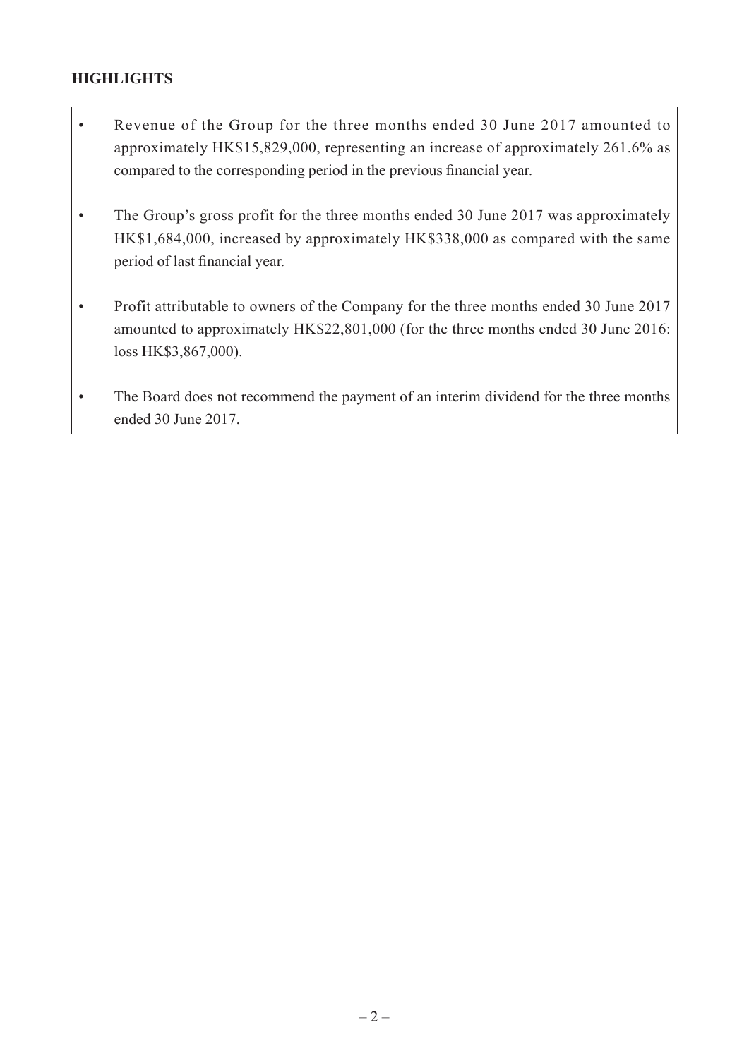## HIGHLIGHTS

- Revenue of the Group for the three months ended 30 June 2017 amounted to approximately HK$15,829,000, representing an increase of approximately 261.6% as compared to the corresponding period in the previous financial year.
- The Group's gross profit for the three months ended 30 June 2017 was approximately HK$1,684,000, increased by approximately HK$338,000 as compared with the same period of last financial year.
- Profit attributable to owners of the Company for the three months ended 30 June 2017 amounted to approximately HK$22,801,000 (for the three months ended 30 June 2016: loss HK$3,867,000).
- The Board does not recommend the payment of an interim dividend for the three months ended 30 June 2017.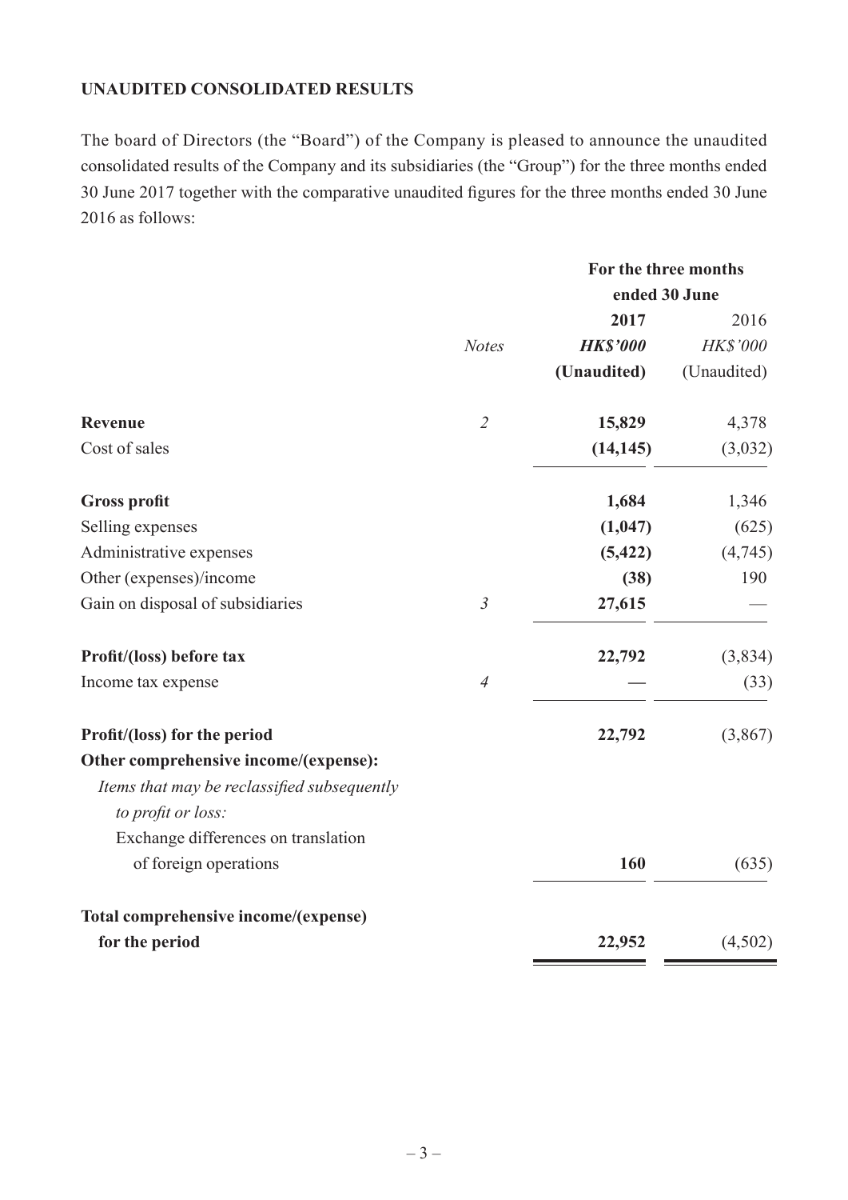**UNAUDITED CONSOLIDATED RESULTS**

The board of Directors (the "Board") of the Company is pleased to announce the unaudited consolidated results of the Company and its subsidiaries (the "Group") for the three months ended 30 June 2017 together with the comparative unaudited figures for the three months ended 30 June 2016 as follows:

| | | For the three months ended 30 June | |
|---|---|---|---|
| | | **2017** | 2016 |
| | *Notes* | ***HK$'000*** | *HK$'000* |
| | | **(Unaudited)** | (Unaudited) |
| **Revenue** | *2* | **15,829** | 4,378 |
| Cost of sales | | **(14,145)** | (3,032) |
| **Gross profit** | | **1,684** | 1,346 |
| Selling expenses | | **(1,047)** | (625) |
| Administrative expenses | | **(5,422)** | (4,745) |
| Other (expenses)/income | | **(38)** | 190 |
| Gain on disposal of subsidiaries | *3* | **27,615** | — |
| **Profit/(loss) before tax** | | **22,792** | (3,834) |
| Income tax expense | *4* | **—** | (33) |
| **Profit/(loss) for the period** | | **22,792** | (3,867) |
| **Other comprehensive income/(expense):** | | | |
| *Items that may be reclassified subsequently to profit or loss:* | | | |
| Exchange differences on translation of foreign operations | | **160** | (635) |
| **Total comprehensive income/(expense) for the period** | | **22,952** | (4,502) |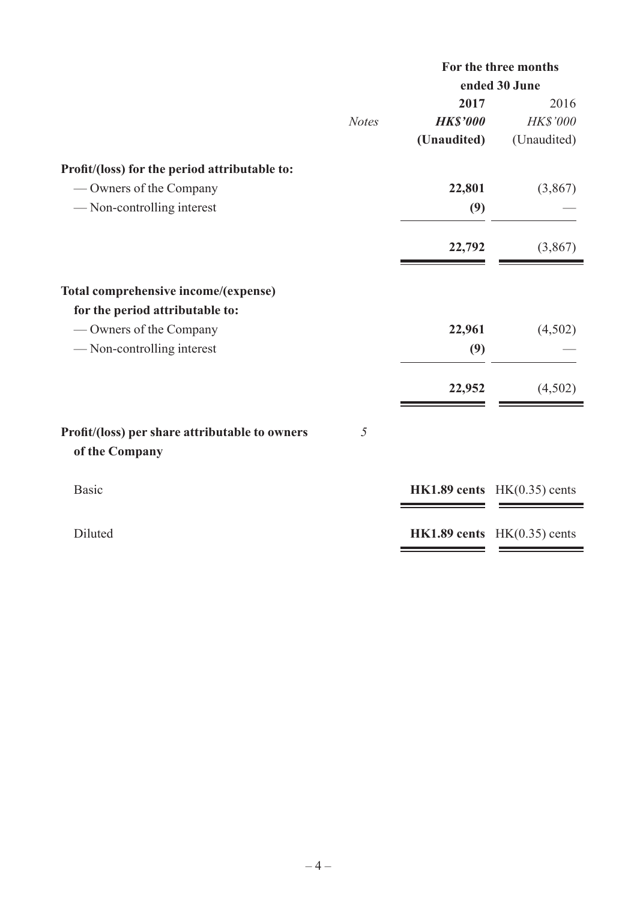| | | For the three months ended 30 June | |
|---|---|---|---|
| | | **2017** | 2016 |
| | *Notes* | ***HK$'000*** | *HK$'000* |
| | | **(Unaudited)** | (Unaudited) |
| **Profit/(loss) for the period attributable to:** | | | |
| — Owners of the Company | | **22,801** | (3,867) |
| — Non-controlling interest | | **(9)** | — |
| | | **22,792** | (3,867) |
| **Total comprehensive income/(expense) for the period attributable to:** | | | |
| — Owners of the Company | | **22,961** | (4,502) |
| — Non-controlling interest | | **(9)** | — |
| | | **22,952** | (4,502) |
| **Profit/(loss) per share attributable to owners of the Company** | *5* | | |
| Basic | | **HK1.89 cents** | HK(0.35) cents |
| Diluted | | **HK1.89 cents** | HK(0.35) cents |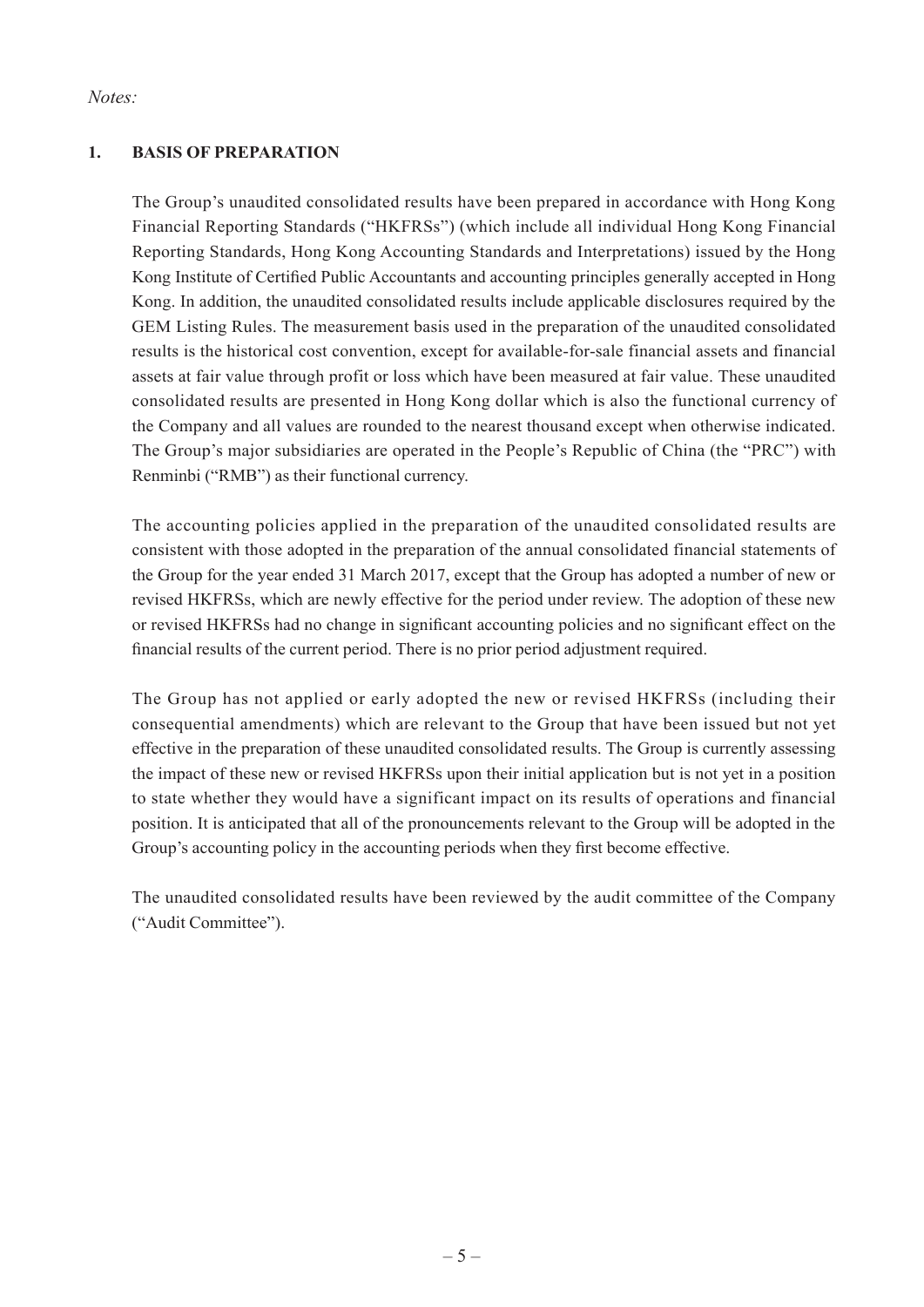*Notes:*

## 1. BASIS OF PREPARATION

The Group's unaudited consolidated results have been prepared in accordance with Hong Kong Financial Reporting Standards ("HKFRSs") (which include all individual Hong Kong Financial Reporting Standards, Hong Kong Accounting Standards and Interpretations) issued by the Hong Kong Institute of Certified Public Accountants and accounting principles generally accepted in Hong Kong. In addition, the unaudited consolidated results include applicable disclosures required by the GEM Listing Rules. The measurement basis used in the preparation of the unaudited consolidated results is the historical cost convention, except for available-for-sale financial assets and financial assets at fair value through profit or loss which have been measured at fair value. These unaudited consolidated results are presented in Hong Kong dollar which is also the functional currency of the Company and all values are rounded to the nearest thousand except when otherwise indicated. The Group's major subsidiaries are operated in the People's Republic of China (the "PRC") with Renminbi ("RMB") as their functional currency.

The accounting policies applied in the preparation of the unaudited consolidated results are consistent with those adopted in the preparation of the annual consolidated financial statements of the Group for the year ended 31 March 2017, except that the Group has adopted a number of new or revised HKFRSs, which are newly effective for the period under review. The adoption of these new or revised HKFRSs had no change in significant accounting policies and no significant effect on the financial results of the current period. There is no prior period adjustment required.

The Group has not applied or early adopted the new or revised HKFRSs (including their consequential amendments) which are relevant to the Group that have been issued but not yet effective in the preparation of these unaudited consolidated results. The Group is currently assessing the impact of these new or revised HKFRSs upon their initial application but is not yet in a position to state whether they would have a significant impact on its results of operations and financial position. It is anticipated that all of the pronouncements relevant to the Group will be adopted in the Group's accounting policy in the accounting periods when they first become effective.

The unaudited consolidated results have been reviewed by the audit committee of the Company ("Audit Committee").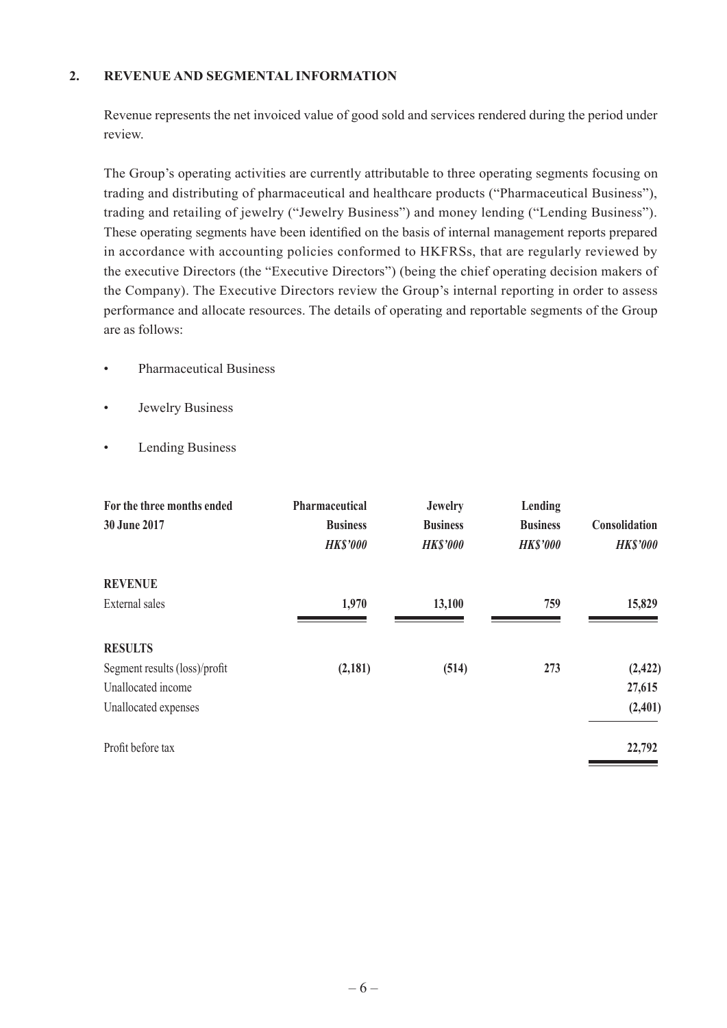## 2. REVENUE AND SEGMENTAL INFORMATION

Revenue represents the net invoiced value of good sold and services rendered during the period under review.

The Group's operating activities are currently attributable to three operating segments focusing on trading and distributing of pharmaceutical and healthcare products ("Pharmaceutical Business"), trading and retailing of jewelry ("Jewelry Business") and money lending ("Lending Business"). These operating segments have been identified on the basis of internal management reports prepared in accordance with accounting policies conformed to HKFRSs, that are regularly reviewed by the executive Directors (the "Executive Directors") (being the chief operating decision makers of the Company). The Executive Directors review the Group's internal reporting in order to assess performance and allocate resources. The details of operating and reportable segments of the Group are as follows:

- Pharmaceutical Business
- Jewelry Business
- Lending Business

| For the three months ended 30 June 2017 | Pharmaceutical Business *HK$'000* | Jewelry Business *HK$'000* | Lending Business *HK$'000* | Consolidation *HK$'000* |
|---|---|---|---|---|
| **REVENUE** | | | | |
| External sales | **1,970** | **13,100** | **759** | **15,829** |
| **RESULTS** | | | | |
| Segment results (loss)/profit | **(2,181)** | **(514)** | **273** | **(2,422)** |
| Unallocated income | | | | **27,615** |
| Unallocated expenses | | | | **(2,401)** |
| Profit before tax | | | | **22,792** |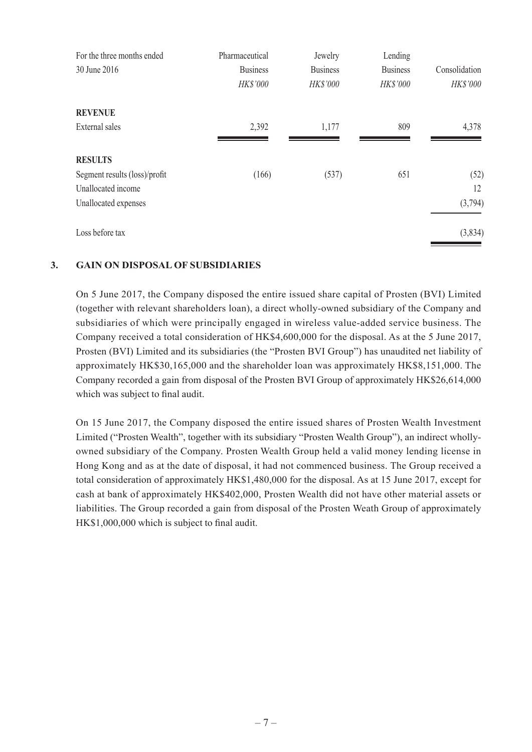| For the three months ended 30 June 2016 | Pharmaceutical Business | Jewelry Business | Lending Business | Consolidation |
|---|---|---|---|---|
| | *HK$'000* | *HK$'000* | *HK$'000* | *HK$'000* |
| **REVENUE** | | | | |
| External sales | 2,392 | 1,177 | 809 | 4,378 |
| **RESULTS** | | | | |
| Segment results (loss)/profit | (166) | (537) | 651 | (52) |
| Unallocated income | | | | 12 |
| Unallocated expenses | | | | (3,794) |
| Loss before tax | | | | (3,834) |

## 3. GAIN ON DISPOSAL OF SUBSIDIARIES

On 5 June 2017, the Company disposed the entire issued share capital of Prosten (BVI) Limited (together with relevant shareholders loan), a direct wholly-owned subsidiary of the Company and subsidiaries of which were principally engaged in wireless value-added service business. The Company received a total consideration of HK$4,600,000 for the disposal. As at the 5 June 2017, Prosten (BVI) Limited and its subsidiaries (the "Prosten BVI Group") has unaudited net liability of approximately HK$30,165,000 and the shareholder loan was approximately HK$8,151,000. The Company recorded a gain from disposal of the Prosten BVI Group of approximately HK$26,614,000 which was subject to final audit.

On 15 June 2017, the Company disposed the entire issued shares of Prosten Wealth Investment Limited ("Prosten Wealth", together with its subsidiary "Prosten Wealth Group"), an indirect wholly-owned subsidiary of the Company. Prosten Wealth Group held a valid money lending license in Hong Kong and as at the date of disposal, it had not commenced business. The Group received a total consideration of approximately HK$1,480,000 for the disposal. As at 15 June 2017, except for cash at bank of approximately HK$402,000, Prosten Wealth did not have other material assets or liabilities. The Group recorded a gain from disposal of the Prosten Weath Group of approximately HK$1,000,000 which is subject to final audit.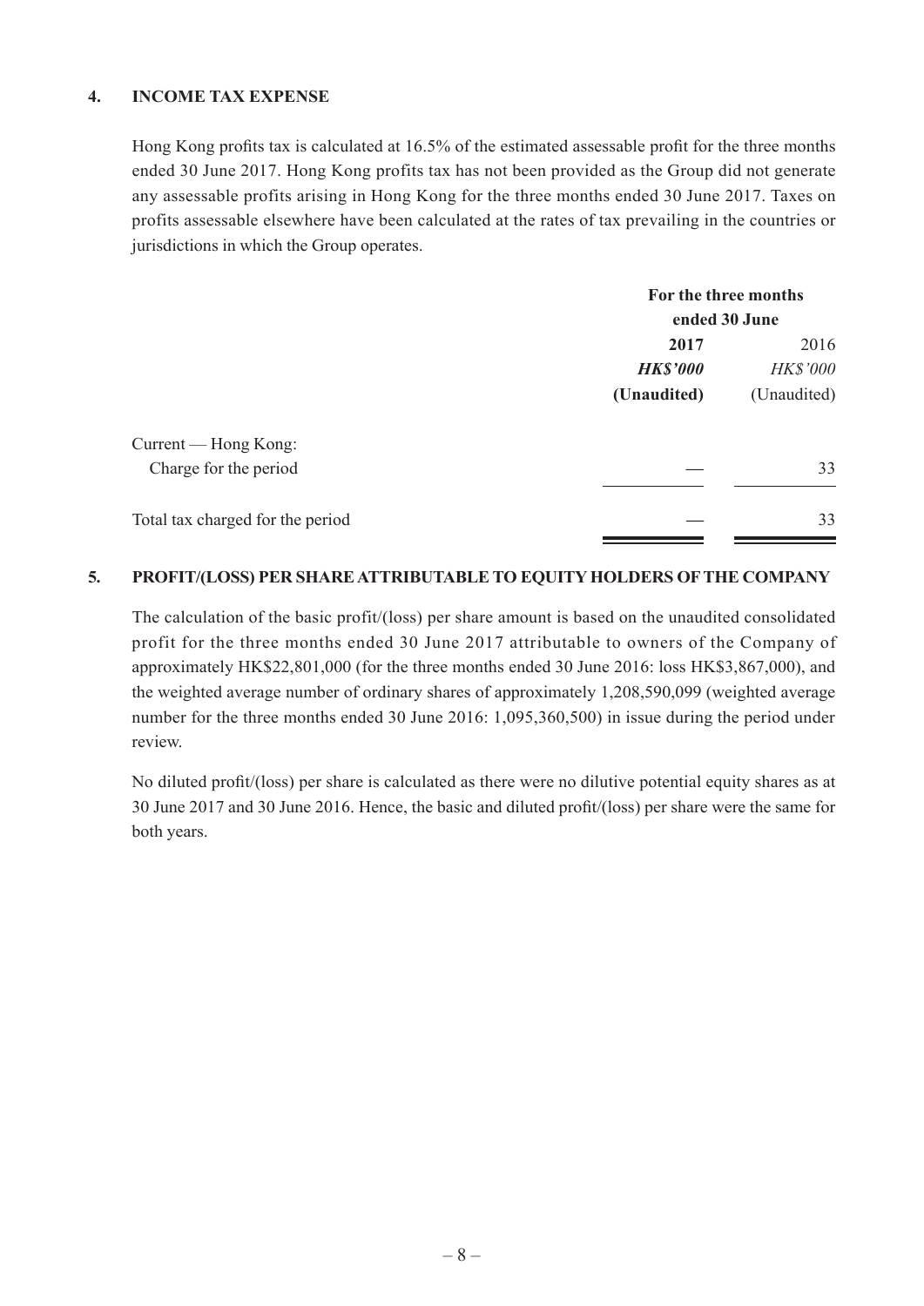## 4. INCOME TAX EXPENSE

Hong Kong profits tax is calculated at 16.5% of the estimated assessable profit for the three months ended 30 June 2017. Hong Kong profits tax has not been provided as the Group did not generate any assessable profits arising in Hong Kong for the three months ended 30 June 2017. Taxes on profits assessable elsewhere have been calculated at the rates of tax prevailing in the countries or jurisdictions in which the Group operates.

| | For the three months ended 30 June | |
|---|---|---|
| | **2017** | 2016 |
| | ***HK$'000*** | *HK$'000* |
| | **(Unaudited)** | (Unaudited) |
| Current — Hong Kong: | | |
| Charge for the period | — | 33 |
| Total tax charged for the period | — | 33 |

## 5. PROFIT/(LOSS) PER SHARE ATTRIBUTABLE TO EQUITY HOLDERS OF THE COMPANY

The calculation of the basic profit/(loss) per share amount is based on the unaudited consolidated profit for the three months ended 30 June 2017 attributable to owners of the Company of approximately HK$22,801,000 (for the three months ended 30 June 2016: loss HK$3,867,000), and the weighted average number of ordinary shares of approximately 1,208,590,099 (weighted average number for the three months ended 30 June 2016: 1,095,360,500) in issue during the period under review.

No diluted profit/(loss) per share is calculated as there were no dilutive potential equity shares as at 30 June 2017 and 30 June 2016. Hence, the basic and diluted profit/(loss) per share were the same for both years.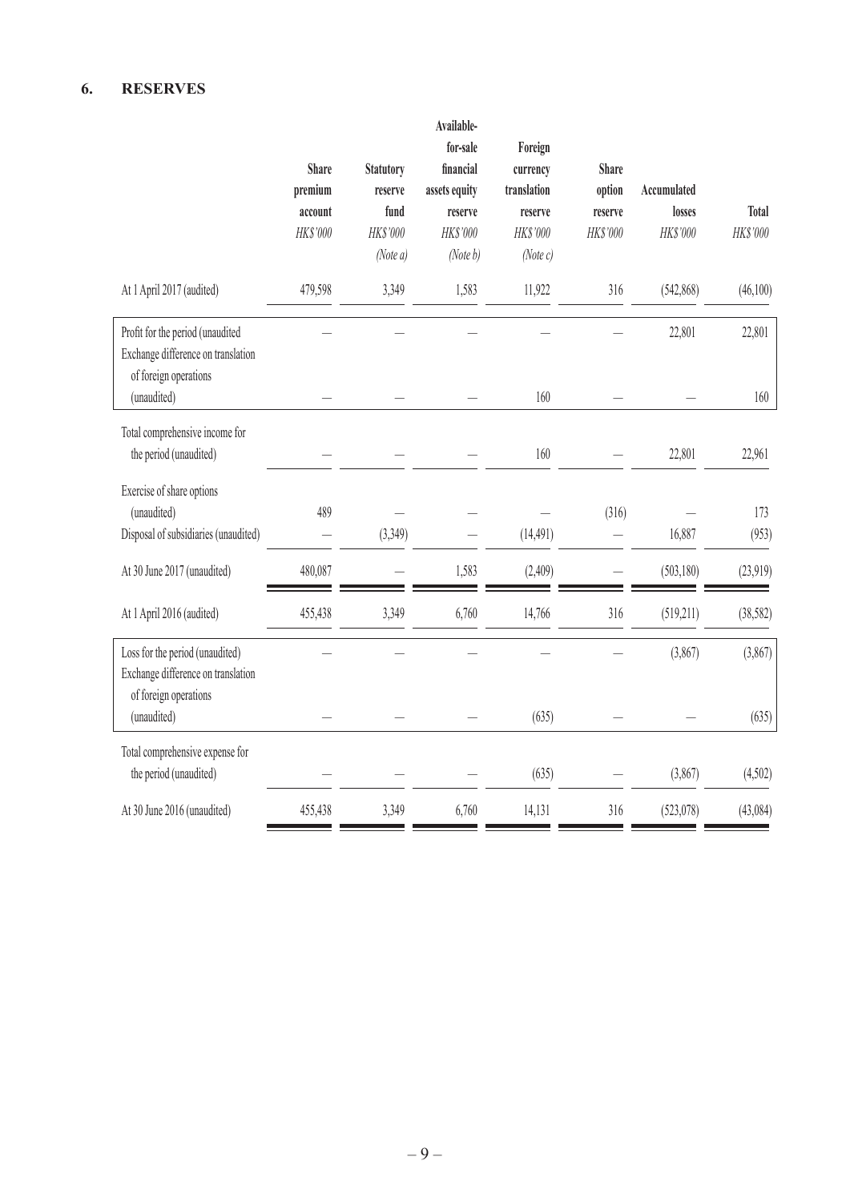## 6. RESERVES

| | Share premium account | Statutory reserve fund | Available-for-sale financial assets equity reserve | Foreign currency translation reserve | Share option reserve | Accumulated losses | Total |
|---|---|---|---|---|---|---|---|
| | *HK$'000* | *HK$'000* | *HK$'000* | *HK$'000* | *HK$'000* | *HK$'000* | *HK$'000* |
| | | *(Note a)* | *(Note b)* | *(Note c)* | | | |
| At 1 April 2017 (audited) | 479,598 | 3,349 | 1,583 | 11,922 | 316 | (542,868) | (46,100) |
| Profit for the period (unaudited | — | — | — | — | — | 22,801 | 22,801 |
| Exchange difference on translation of foreign operations (unaudited) | — | — | — | 160 | — | — | 160 |
| Total comprehensive income for the period (unaudited) | — | — | — | 160 | — | 22,801 | 22,961 |
| Exercise of share options (unaudited) | 489 | — | — | — | (316) | — | 173 |
| Disposal of subsidiaries (unaudited) | — | (3,349) | — | (14,491) | — | 16,887 | (953) |
| At 30 June 2017 (unaudited) | 480,087 | — | 1,583 | (2,409) | — | (503,180) | (23,919) |
| At 1 April 2016 (audited) | 455,438 | 3,349 | 6,760 | 14,766 | 316 | (519,211) | (38,582) |
| Loss for the period (unaudited) | — | — | — | — | — | (3,867) | (3,867) |
| Exchange difference on translation of foreign operations (unaudited) | — | — | — | (635) | — | — | (635) |
| Total comprehensive expense for the period (unaudited) | — | — | — | (635) | — | (3,867) | (4,502) |
| At 30 June 2016 (unaudited) | 455,438 | 3,349 | 6,760 | 14,131 | 316 | (523,078) | (43,084) |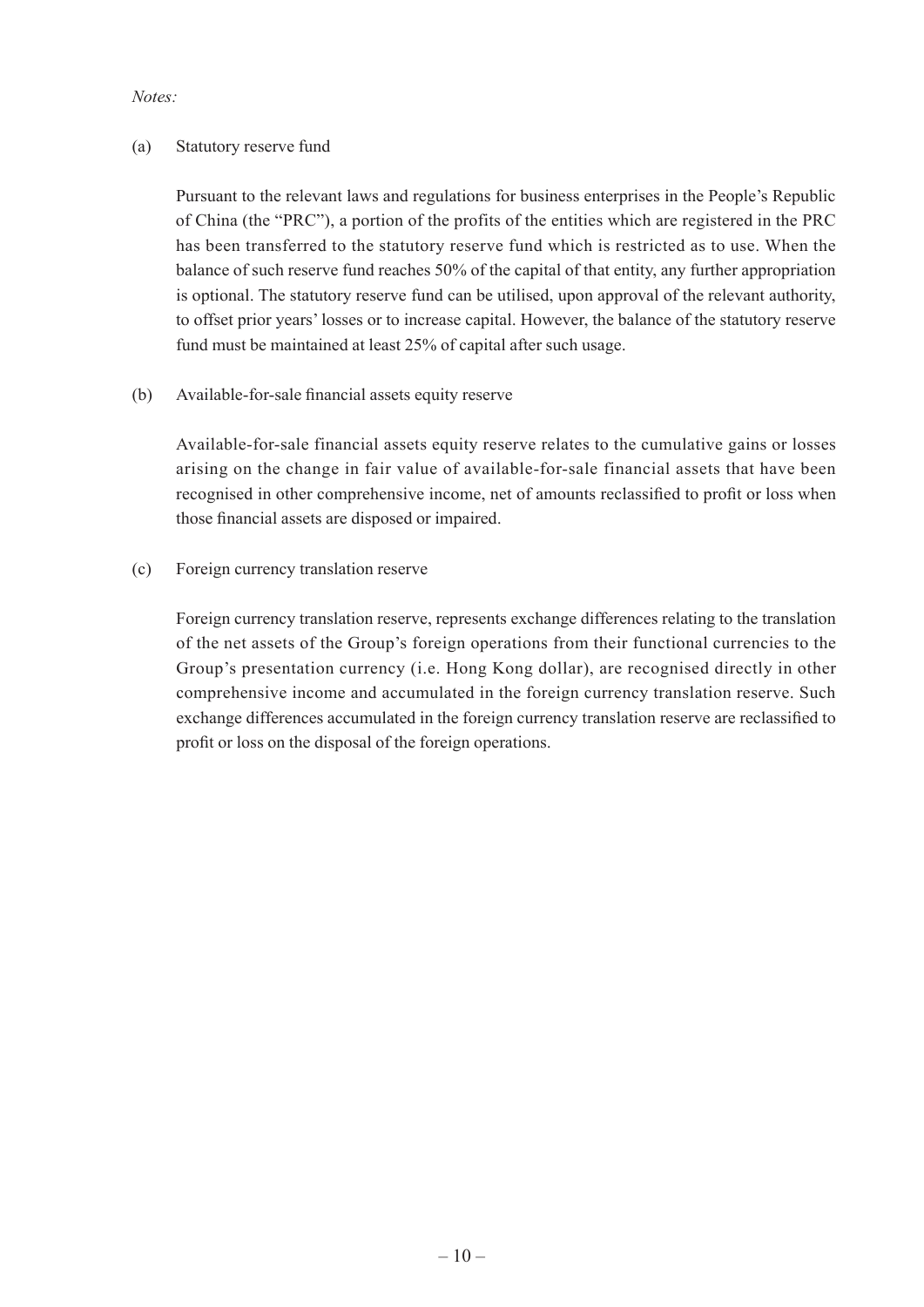*Notes:*

(a) Statutory reserve fund

Pursuant to the relevant laws and regulations for business enterprises in the People's Republic of China (the "PRC"), a portion of the profits of the entities which are registered in the PRC has been transferred to the statutory reserve fund which is restricted as to use. When the balance of such reserve fund reaches 50% of the capital of that entity, any further appropriation is optional. The statutory reserve fund can be utilised, upon approval of the relevant authority, to offset prior years' losses or to increase capital. However, the balance of the statutory reserve fund must be maintained at least 25% of capital after such usage.

(b) Available-for-sale financial assets equity reserve

Available-for-sale financial assets equity reserve relates to the cumulative gains or losses arising on the change in fair value of available-for-sale financial assets that have been recognised in other comprehensive income, net of amounts reclassified to profit or loss when those financial assets are disposed or impaired.

(c) Foreign currency translation reserve

Foreign currency translation reserve, represents exchange differences relating to the translation of the net assets of the Group's foreign operations from their functional currencies to the Group's presentation currency (i.e. Hong Kong dollar), are recognised directly in other comprehensive income and accumulated in the foreign currency translation reserve. Such exchange differences accumulated in the foreign currency translation reserve are reclassified to profit or loss on the disposal of the foreign operations.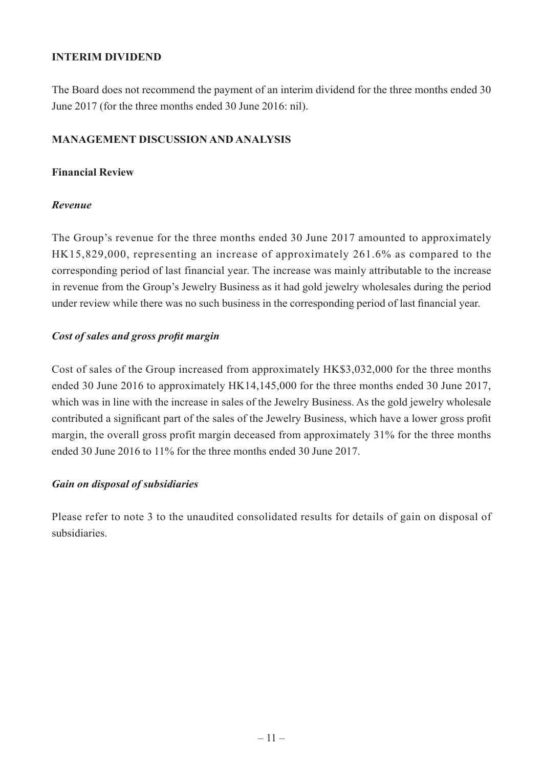## INTERIM DIVIDEND

The Board does not recommend the payment of an interim dividend for the three months ended 30 June 2017 (for the three months ended 30 June 2016: nil).

## MANAGEMENT DISCUSSION AND ANALYSIS

### Financial Review

#### *Revenue*

The Group's revenue for the three months ended 30 June 2017 amounted to approximately HK15,829,000, representing an increase of approximately 261.6% as compared to the corresponding period of last financial year. The increase was mainly attributable to the increase in revenue from the Group's Jewelry Business as it had gold jewelry wholesales during the period under review while there was no such business in the corresponding period of last financial year.

#### *Cost of sales and gross profit margin*

Cost of sales of the Group increased from approximately HK$3,032,000 for the three months ended 30 June 2016 to approximately HK14,145,000 for the three months ended 30 June 2017, which was in line with the increase in sales of the Jewelry Business. As the gold jewelry wholesale contributed a significant part of the sales of the Jewelry Business, which have a lower gross profit margin, the overall gross profit margin deceased from approximately 31% for the three months ended 30 June 2016 to 11% for the three months ended 30 June 2017.

#### *Gain on disposal of subsidiaries*

Please refer to note 3 to the unaudited consolidated results for details of gain on disposal of subsidiaries.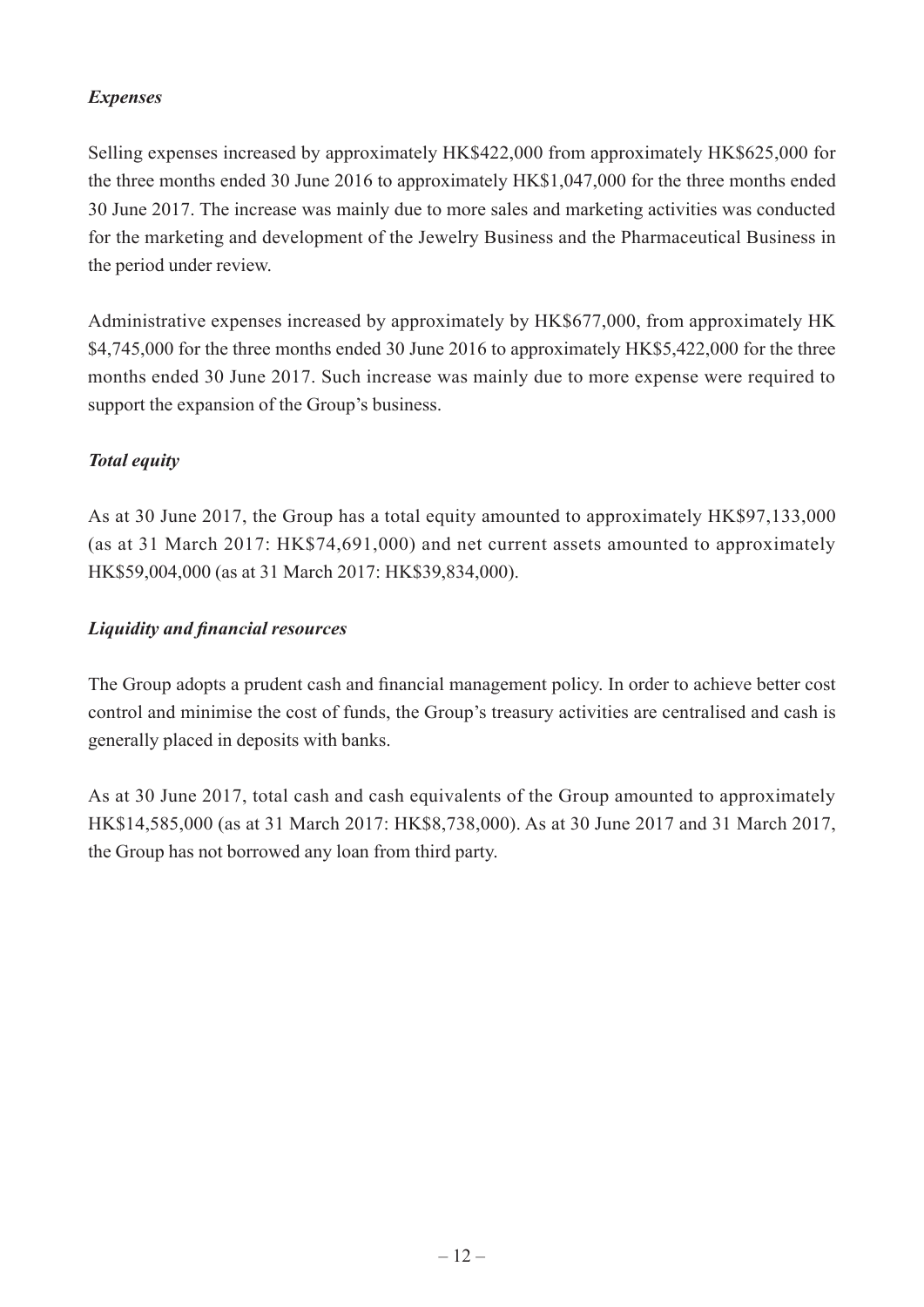***Expenses***

Selling expenses increased by approximately HK$422,000 from approximately HK$625,000 for the three months ended 30 June 2016 to approximately HK$1,047,000 for the three months ended 30 June 2017. The increase was mainly due to more sales and marketing activities was conducted for the marketing and development of the Jewelry Business and the Pharmaceutical Business in the period under review.

Administrative expenses increased by approximately by HK$677,000, from approximately HK $4,745,000 for the three months ended 30 June 2016 to approximately HK$5,422,000 for the three months ended 30 June 2017. Such increase was mainly due to more expense were required to support the expansion of the Group's business.

***Total equity***

As at 30 June 2017, the Group has a total equity amounted to approximately HK$97,133,000 (as at 31 March 2017: HK$74,691,000) and net current assets amounted to approximately HK$59,004,000 (as at 31 March 2017: HK$39,834,000).

***Liquidity and financial resources***

The Group adopts a prudent cash and financial management policy. In order to achieve better cost control and minimise the cost of funds, the Group's treasury activities are centralised and cash is generally placed in deposits with banks.

As at 30 June 2017, total cash and cash equivalents of the Group amounted to approximately HK$14,585,000 (as at 31 March 2017: HK$8,738,000). As at 30 June 2017 and 31 March 2017, the Group has not borrowed any loan from third party.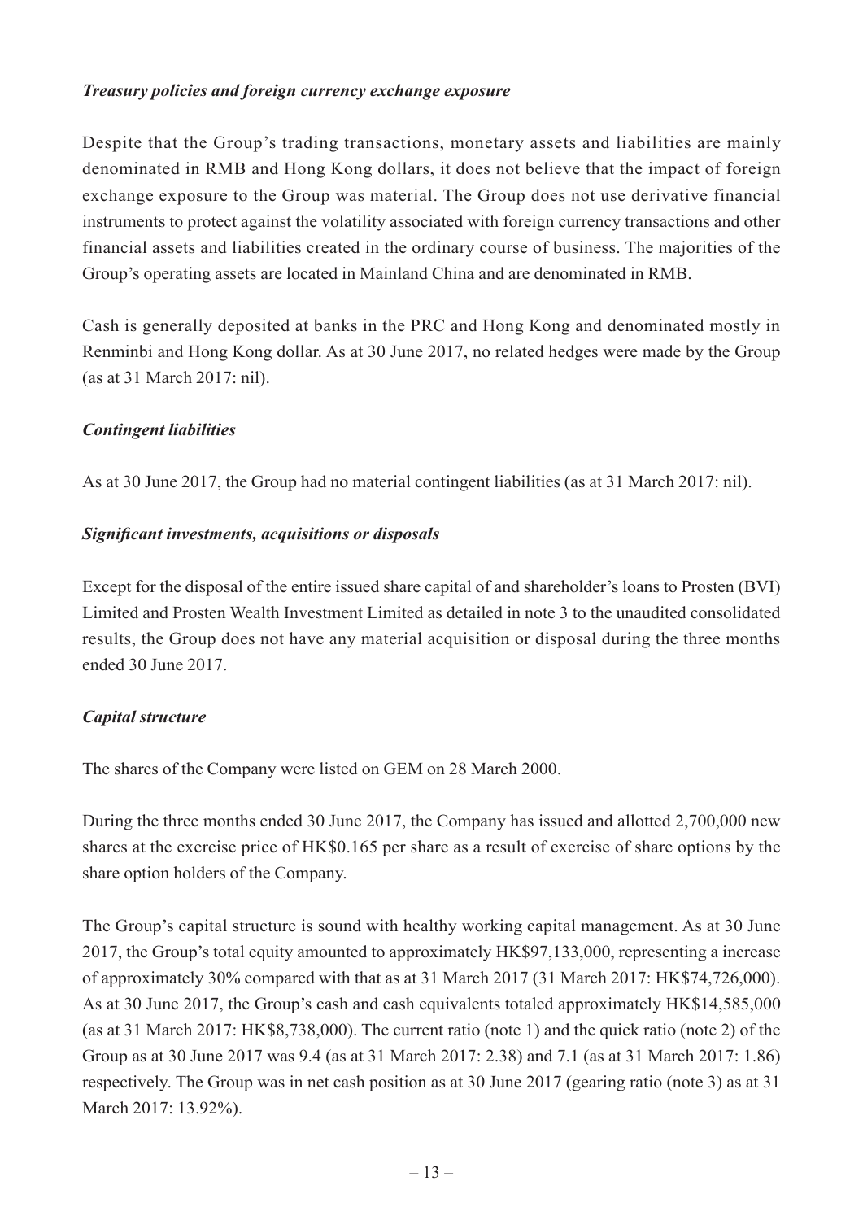***Treasury policies and foreign currency exchange exposure***

Despite that the Group's trading transactions, monetary assets and liabilities are mainly denominated in RMB and Hong Kong dollars, it does not believe that the impact of foreign exchange exposure to the Group was material. The Group does not use derivative financial instruments to protect against the volatility associated with foreign currency transactions and other financial assets and liabilities created in the ordinary course of business. The majorities of the Group's operating assets are located in Mainland China and are denominated in RMB.

Cash is generally deposited at banks in the PRC and Hong Kong and denominated mostly in Renminbi and Hong Kong dollar. As at 30 June 2017, no related hedges were made by the Group (as at 31 March 2017: nil).

***Contingent liabilities***

As at 30 June 2017, the Group had no material contingent liabilities (as at 31 March 2017: nil).

***Significant investments, acquisitions or disposals***

Except for the disposal of the entire issued share capital of and shareholder's loans to Prosten (BVI) Limited and Prosten Wealth Investment Limited as detailed in note 3 to the unaudited consolidated results, the Group does not have any material acquisition or disposal during the three months ended 30 June 2017.

***Capital structure***

The shares of the Company were listed on GEM on 28 March 2000.

During the three months ended 30 June 2017, the Company has issued and allotted 2,700,000 new shares at the exercise price of HK$0.165 per share as a result of exercise of share options by the share option holders of the Company.

The Group's capital structure is sound with healthy working capital management. As at 30 June 2017, the Group's total equity amounted to approximately HK$97,133,000, representing a increase of approximately 30% compared with that as at 31 March 2017 (31 March 2017: HK$74,726,000). As at 30 June 2017, the Group's cash and cash equivalents totaled approximately HK$14,585,000 (as at 31 March 2017: HK$8,738,000). The current ratio (note 1) and the quick ratio (note 2) of the Group as at 30 June 2017 was 9.4 (as at 31 March 2017: 2.38) and 7.1 (as at 31 March 2017: 1.86) respectively. The Group was in net cash position as at 30 June 2017 (gearing ratio (note 3) as at 31 March 2017: 13.92%).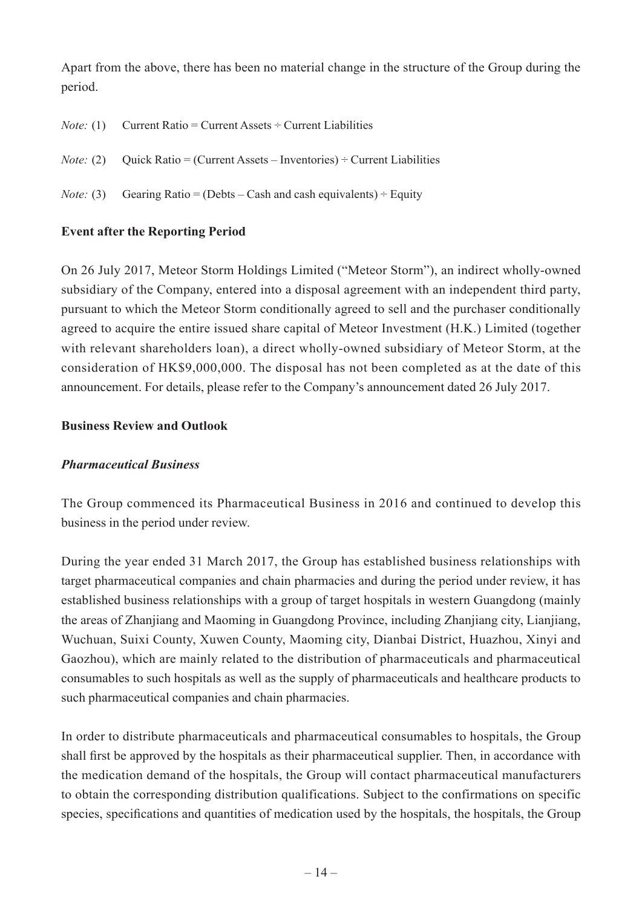Apart from the above, there has been no material change in the structure of the Group during the period.

*Note:* (1) Current Ratio = Current Assets ÷ Current Liabilities

*Note:* (2) Quick Ratio = (Current Assets – Inventories) ÷ Current Liabilities

*Note:* (3) Gearing Ratio = (Debts – Cash and cash equivalents) ÷ Equity

**Event after the Reporting Period**

On 26 July 2017, Meteor Storm Holdings Limited ("Meteor Storm"), an indirect wholly-owned subsidiary of the Company, entered into a disposal agreement with an independent third party, pursuant to which the Meteor Storm conditionally agreed to sell and the purchaser conditionally agreed to acquire the entire issued share capital of Meteor Investment (H.K.) Limited (together with relevant shareholders loan), a direct wholly-owned subsidiary of Meteor Storm, at the consideration of HK$9,000,000. The disposal has not been completed as at the date of this announcement. For details, please refer to the Company's announcement dated 26 July 2017.

**Business Review and Outlook**

***Pharmaceutical Business***

The Group commenced its Pharmaceutical Business in 2016 and continued to develop this business in the period under review.

During the year ended 31 March 2017, the Group has established business relationships with target pharmaceutical companies and chain pharmacies and during the period under review, it has established business relationships with a group of target hospitals in western Guangdong (mainly the areas of Zhanjiang and Maoming in Guangdong Province, including Zhanjiang city, Lianjiang, Wuchuan, Suixi County, Xuwen County, Maoming city, Dianbai District, Huazhou, Xinyi and Gaozhou), which are mainly related to the distribution of pharmaceuticals and pharmaceutical consumables to such hospitals as well as the supply of pharmaceuticals and healthcare products to such pharmaceutical companies and chain pharmacies.

In order to distribute pharmaceuticals and pharmaceutical consumables to hospitals, the Group shall first be approved by the hospitals as their pharmaceutical supplier. Then, in accordance with the medication demand of the hospitals, the Group will contact pharmaceutical manufacturers to obtain the corresponding distribution qualifications. Subject to the confirmations on specific species, specifications and quantities of medication used by the hospitals, the hospitals, the Group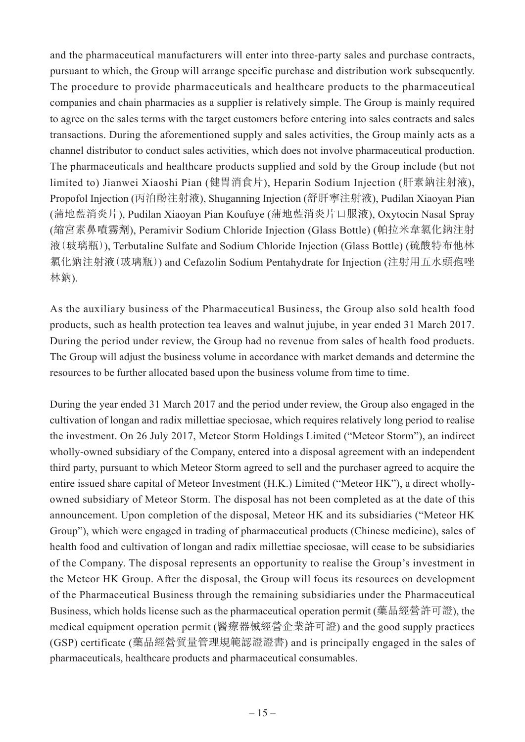and the pharmaceutical manufacturers will enter into three-party sales and purchase contracts, pursuant to which, the Group will arrange specific purchase and distribution work subsequently. The procedure to provide pharmaceuticals and healthcare products to the pharmaceutical companies and chain pharmacies as a supplier is relatively simple. The Group is mainly required to agree on the sales terms with the target customers before entering into sales contracts and sales transactions. During the aforementioned supply and sales activities, the Group mainly acts as a channel distributor to conduct sales activities, which does not involve pharmaceutical production. The pharmaceuticals and healthcare products supplied and sold by the Group include (but not limited to) Jianwei Xiaoshi Pian (健胃消食片), Heparin Sodium Injection (肝素鈉注射液), Propofol Injection (丙泊酚注射液), Shuganning Injection (舒肝寧注射液), Pudilan Xiaoyan Pian (蒲地藍消炎片), Pudilan Xiaoyan Pian Koufuye (蒲地藍消炎片口服液), Oxytocin Nasal Spray (縮宮素鼻噴霧劑), Peramivir Sodium Chloride Injection (Glass Bottle) (帕拉米韋氯化鈉注射液(玻璃瓶)), Terbutaline Sulfate and Sodium Chloride Injection (Glass Bottle) (硫酸特布他林氯化鈉注射液(玻璃瓶)) and Cefazolin Sodium Pentahydrate for Injection (注射用五水頭孢唑林鈉).

As the auxiliary business of the Pharmaceutical Business, the Group also sold health food products, such as health protection tea leaves and walnut jujube, in year ended 31 March 2017. During the period under review, the Group had no revenue from sales of health food products. The Group will adjust the business volume in accordance with market demands and determine the resources to be further allocated based upon the business volume from time to time.

During the year ended 31 March 2017 and the period under review, the Group also engaged in the cultivation of longan and radix millettiae speciosae, which requires relatively long period to realise the investment. On 26 July 2017, Meteor Storm Holdings Limited ("Meteor Storm"), an indirect wholly-owned subsidiary of the Company, entered into a disposal agreement with an independent third party, pursuant to which Meteor Storm agreed to sell and the purchaser agreed to acquire the entire issued share capital of Meteor Investment (H.K.) Limited ("Meteor HK"), a direct wholly-owned subsidiary of Meteor Storm. The disposal has not been completed as at the date of this announcement. Upon completion of the disposal, Meteor HK and its subsidiaries ("Meteor HK Group"), which were engaged in trading of pharmaceutical products (Chinese medicine), sales of health food and cultivation of longan and radix millettiae speciosae, will cease to be subsidiaries of the Company. The disposal represents an opportunity to realise the Group's investment in the Meteor HK Group. After the disposal, the Group will focus its resources on development of the Pharmaceutical Business through the remaining subsidiaries under the Pharmaceutical Business, which holds license such as the pharmaceutical operation permit (藥品經營許可證), the medical equipment operation permit (醫療器械經營企業許可證) and the good supply practices (GSP) certificate (藥品經營質量管理規範認證證書) and is principally engaged in the sales of pharmaceuticals, healthcare products and pharmaceutical consumables.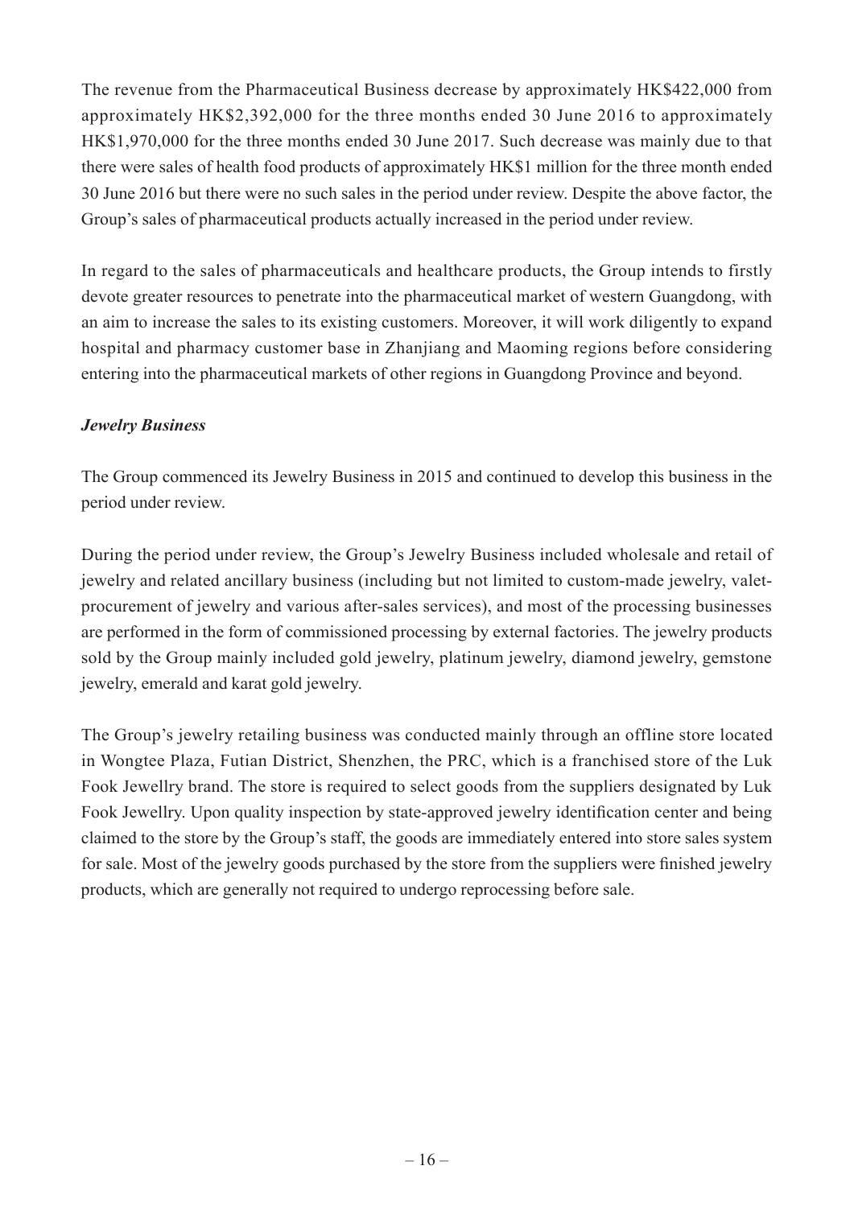The revenue from the Pharmaceutical Business decrease by approximately HK$422,000 from approximately HK$2,392,000 for the three months ended 30 June 2016 to approximately HK$1,970,000 for the three months ended 30 June 2017. Such decrease was mainly due to that there were sales of health food products of approximately HK$1 million for the three month ended 30 June 2016 but there were no such sales in the period under review. Despite the above factor, the Group's sales of pharmaceutical products actually increased in the period under review.

In regard to the sales of pharmaceuticals and healthcare products, the Group intends to firstly devote greater resources to penetrate into the pharmaceutical market of western Guangdong, with an aim to increase the sales to its existing customers. Moreover, it will work diligently to expand hospital and pharmacy customer base in Zhanjiang and Maoming regions before considering entering into the pharmaceutical markets of other regions in Guangdong Province and beyond.

***Jewelry Business***

The Group commenced its Jewelry Business in 2015 and continued to develop this business in the period under review.

During the period under review, the Group's Jewelry Business included wholesale and retail of jewelry and related ancillary business (including but not limited to custom-made jewelry, valet-procurement of jewelry and various after-sales services), and most of the processing businesses are performed in the form of commissioned processing by external factories. The jewelry products sold by the Group mainly included gold jewelry, platinum jewelry, diamond jewelry, gemstone jewelry, emerald and karat gold jewelry.

The Group's jewelry retailing business was conducted mainly through an offline store located in Wongtee Plaza, Futian District, Shenzhen, the PRC, which is a franchised store of the Luk Fook Jewellry brand. The store is required to select goods from the suppliers designated by Luk Fook Jewellry. Upon quality inspection by state-approved jewelry identification center and being claimed to the store by the Group's staff, the goods are immediately entered into store sales system for sale. Most of the jewelry goods purchased by the store from the suppliers were finished jewelry products, which are generally not required to undergo reprocessing before sale.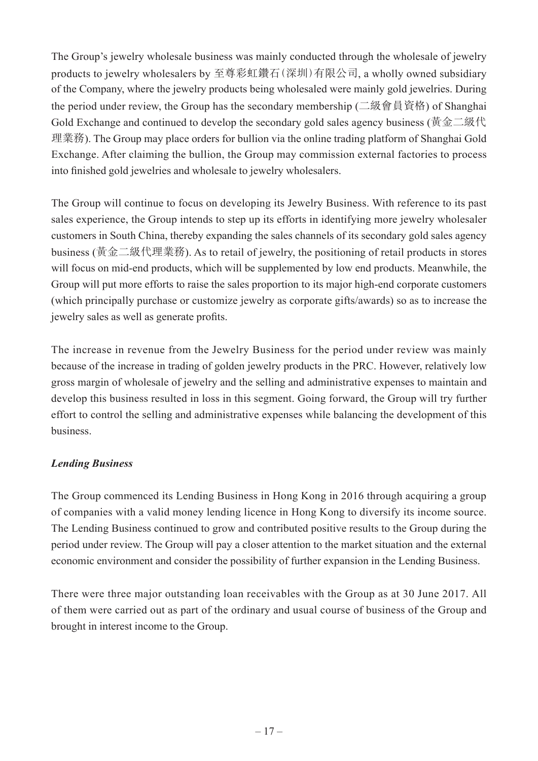The Group's jewelry wholesale business was mainly conducted through the wholesale of jewelry products to jewelry wholesalers by 至尊彩虹鑽石(深圳)有限公司, a wholly owned subsidiary of the Company, where the jewelry products being wholesaled were mainly gold jewelries. During the period under review, the Group has the secondary membership (二級會員資格) of Shanghai Gold Exchange and continued to develop the secondary gold sales agency business (黃金二級代理業務). The Group may place orders for bullion via the online trading platform of Shanghai Gold Exchange. After claiming the bullion, the Group may commission external factories to process into finished gold jewelries and wholesale to jewelry wholesalers.

The Group will continue to focus on developing its Jewelry Business. With reference to its past sales experience, the Group intends to step up its efforts in identifying more jewelry wholesaler customers in South China, thereby expanding the sales channels of its secondary gold sales agency business (黃金二級代理業務). As to retail of jewelry, the positioning of retail products in stores will focus on mid-end products, which will be supplemented by low end products. Meanwhile, the Group will put more efforts to raise the sales proportion to its major high-end corporate customers (which principally purchase or customize jewelry as corporate gifts/awards) so as to increase the jewelry sales as well as generate profits.

The increase in revenue from the Jewelry Business for the period under review was mainly because of the increase in trading of golden jewelry products in the PRC. However, relatively low gross margin of wholesale of jewelry and the selling and administrative expenses to maintain and develop this business resulted in loss in this segment. Going forward, the Group will try further effort to control the selling and administrative expenses while balancing the development of this business.

***Lending Business***

The Group commenced its Lending Business in Hong Kong in 2016 through acquiring a group of companies with a valid money lending licence in Hong Kong to diversify its income source. The Lending Business continued to grow and contributed positive results to the Group during the period under review. The Group will pay a closer attention to the market situation and the external economic environment and consider the possibility of further expansion in the Lending Business.

There were three major outstanding loan receivables with the Group as at 30 June 2017. All of them were carried out as part of the ordinary and usual course of business of the Group and brought in interest income to the Group.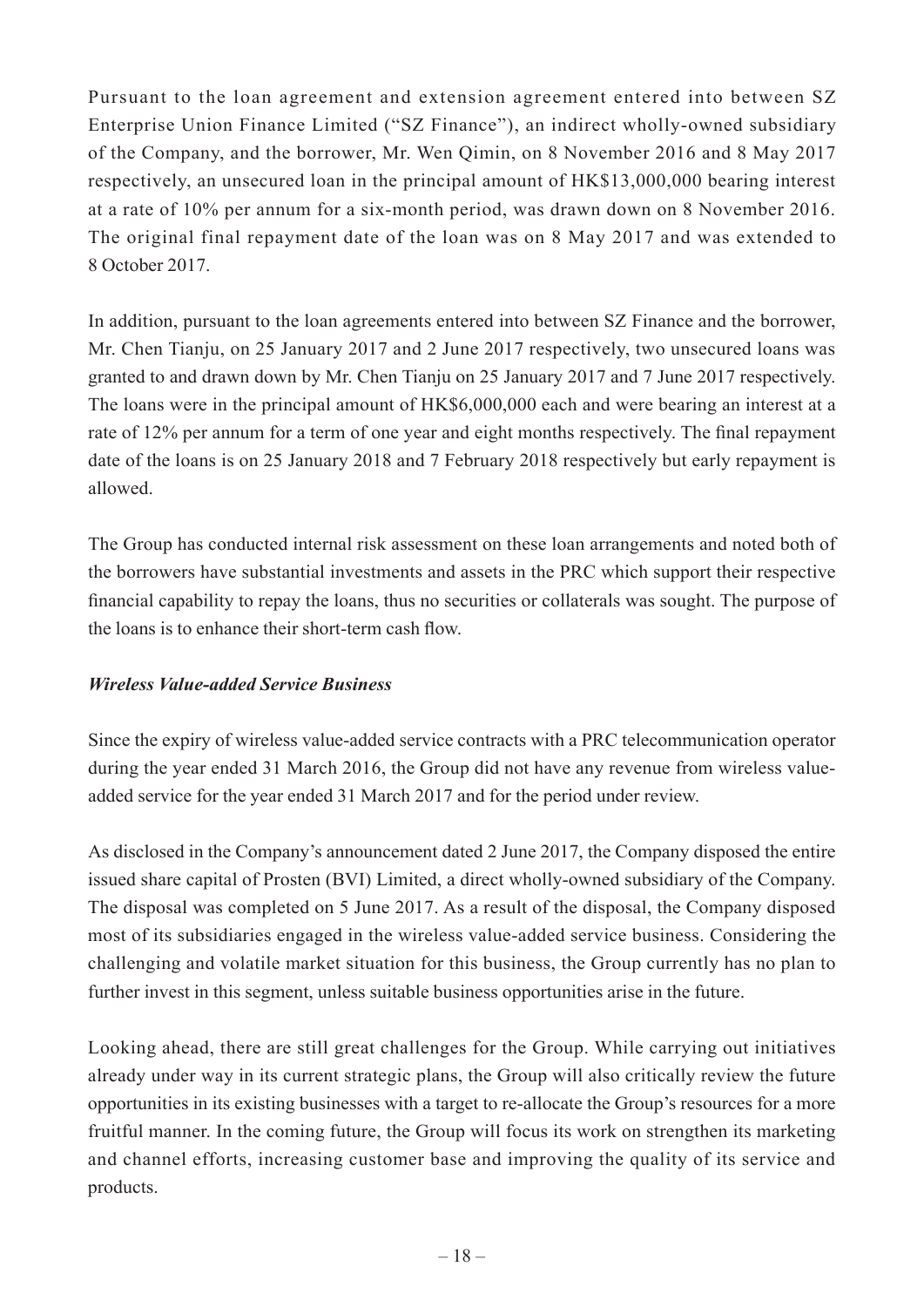Pursuant to the loan agreement and extension agreement entered into between SZ Enterprise Union Finance Limited ("SZ Finance"), an indirect wholly-owned subsidiary of the Company, and the borrower, Mr. Wen Qimin, on 8 November 2016 and 8 May 2017 respectively, an unsecured loan in the principal amount of HK$13,000,000 bearing interest at a rate of 10% per annum for a six-month period, was drawn down on 8 November 2016. The original final repayment date of the loan was on 8 May 2017 and was extended to 8 October 2017.

In addition, pursuant to the loan agreements entered into between SZ Finance and the borrower, Mr. Chen Tianju, on 25 January 2017 and 2 June 2017 respectively, two unsecured loans was granted to and drawn down by Mr. Chen Tianju on 25 January 2017 and 7 June 2017 respectively. The loans were in the principal amount of HK$6,000,000 each and were bearing an interest at a rate of 12% per annum for a term of one year and eight months respectively. The final repayment date of the loans is on 25 January 2018 and 7 February 2018 respectively but early repayment is allowed.

The Group has conducted internal risk assessment on these loan arrangements and noted both of the borrowers have substantial investments and assets in the PRC which support their respective financial capability to repay the loans, thus no securities or collaterals was sought. The purpose of the loans is to enhance their short-term cash flow.

***Wireless Value-added Service Business***

Since the expiry of wireless value-added service contracts with a PRC telecommunication operator during the year ended 31 March 2016, the Group did not have any revenue from wireless value-added service for the year ended 31 March 2017 and for the period under review.

As disclosed in the Company's announcement dated 2 June 2017, the Company disposed the entire issued share capital of Prosten (BVI) Limited, a direct wholly-owned subsidiary of the Company. The disposal was completed on 5 June 2017. As a result of the disposal, the Company disposed most of its subsidiaries engaged in the wireless value-added service business. Considering the challenging and volatile market situation for this business, the Group currently has no plan to further invest in this segment, unless suitable business opportunities arise in the future.

Looking ahead, there are still great challenges for the Group. While carrying out initiatives already under way in its current strategic plans, the Group will also critically review the future opportunities in its existing businesses with a target to re-allocate the Group's resources for a more fruitful manner. In the coming future, the Group will focus its work on strengthen its marketing and channel efforts, increasing customer base and improving the quality of its service and products.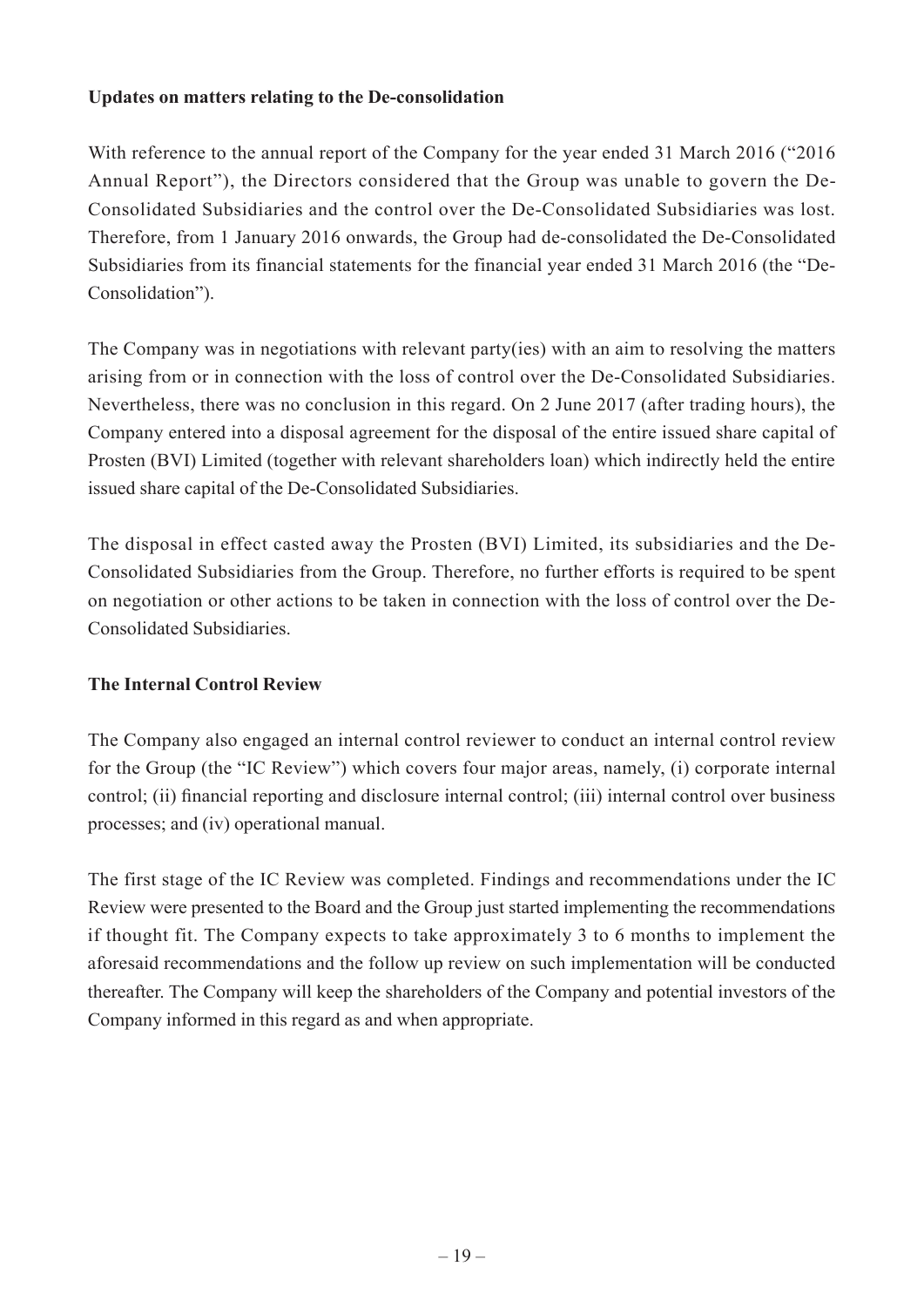**Updates on matters relating to the De-consolidation**

With reference to the annual report of the Company for the year ended 31 March 2016 ("2016 Annual Report"), the Directors considered that the Group was unable to govern the De-Consolidated Subsidiaries and the control over the De-Consolidated Subsidiaries was lost. Therefore, from 1 January 2016 onwards, the Group had de-consolidated the De-Consolidated Subsidiaries from its financial statements for the financial year ended 31 March 2016 (the "De-Consolidation").

The Company was in negotiations with relevant party(ies) with an aim to resolving the matters arising from or in connection with the loss of control over the De-Consolidated Subsidiaries. Nevertheless, there was no conclusion in this regard. On 2 June 2017 (after trading hours), the Company entered into a disposal agreement for the disposal of the entire issued share capital of Prosten (BVI) Limited (together with relevant shareholders loan) which indirectly held the entire issued share capital of the De-Consolidated Subsidiaries.

The disposal in effect casted away the Prosten (BVI) Limited, its subsidiaries and the De-Consolidated Subsidiaries from the Group. Therefore, no further efforts is required to be spent on negotiation or other actions to be taken in connection with the loss of control over the De-Consolidated Subsidiaries.

**The Internal Control Review**

The Company also engaged an internal control reviewer to conduct an internal control review for the Group (the "IC Review") which covers four major areas, namely, (i) corporate internal control; (ii) financial reporting and disclosure internal control; (iii) internal control over business processes; and (iv) operational manual.

The first stage of the IC Review was completed. Findings and recommendations under the IC Review were presented to the Board and the Group just started implementing the recommendations if thought fit. The Company expects to take approximately 3 to 6 months to implement the aforesaid recommendations and the follow up review on such implementation will be conducted thereafter. The Company will keep the shareholders of the Company and potential investors of the Company informed in this regard as and when appropriate.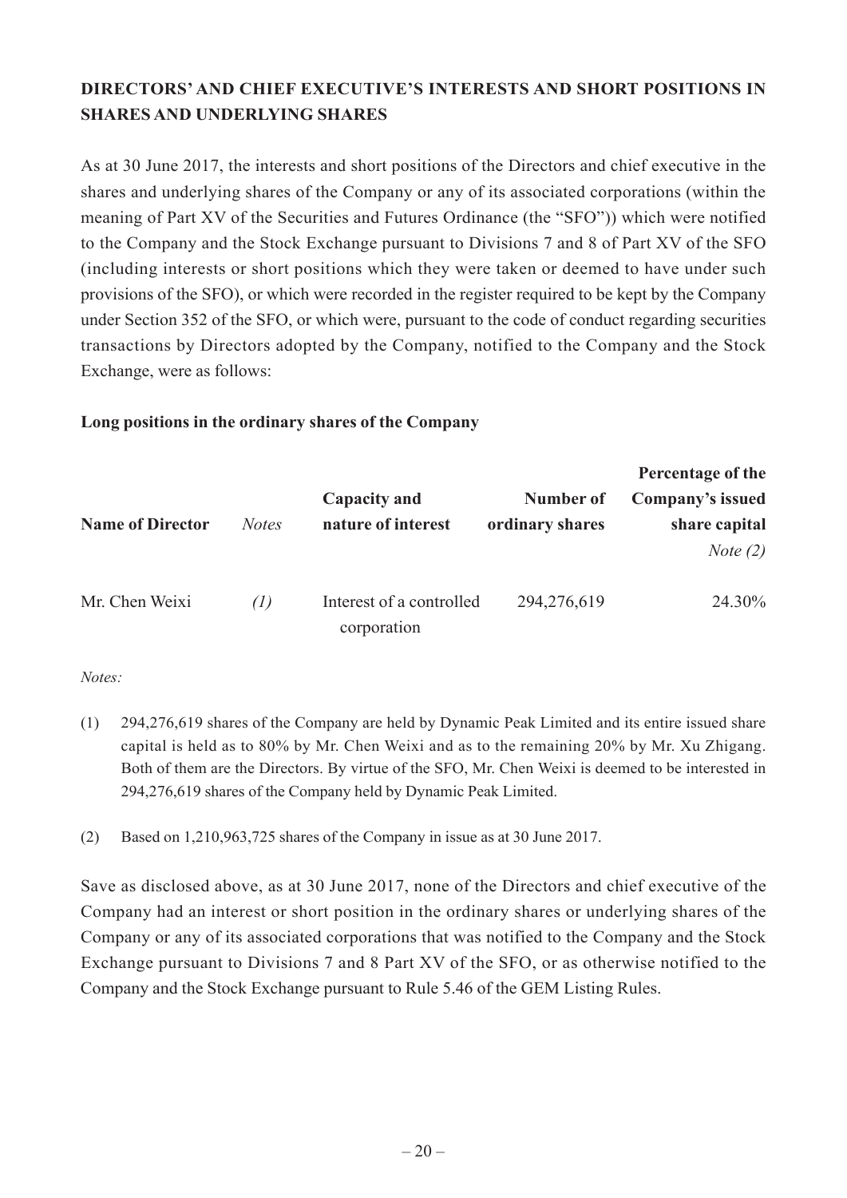## DIRECTORS' AND CHIEF EXECUTIVE'S INTERESTS AND SHORT POSITIONS IN SHARES AND UNDERLYING SHARES

As at 30 June 2017, the interests and short positions of the Directors and chief executive in the shares and underlying shares of the Company or any of its associated corporations (within the meaning of Part XV of the Securities and Futures Ordinance (the "SFO")) which were notified to the Company and the Stock Exchange pursuant to Divisions 7 and 8 of Part XV of the SFO (including interests or short positions which they were taken or deemed to have under such provisions of the SFO), or which were recorded in the register required to be kept by the Company under Section 352 of the SFO, or which were, pursuant to the code of conduct regarding securities transactions by Directors adopted by the Company, notified to the Company and the Stock Exchange, were as follows:

**Long positions in the ordinary shares of the Company**

| **Name of Director** | *Notes* | **Capacity and nature of interest** | **Number of ordinary shares** | **Percentage of the Company's issued share capital** *Note (2)* |
|---|---|---|---|---|
| Mr. Chen Weixi | *(1)* | Interest of a controlled corporation | 294,276,619 | 24.30% |

*Notes:*

(1) 294,276,619 shares of the Company are held by Dynamic Peak Limited and its entire issued share capital is held as to 80% by Mr. Chen Weixi and as to the remaining 20% by Mr. Xu Zhigang. Both of them are the Directors. By virtue of the SFO, Mr. Chen Weixi is deemed to be interested in 294,276,619 shares of the Company held by Dynamic Peak Limited.

(2) Based on 1,210,963,725 shares of the Company in issue as at 30 June 2017.

Save as disclosed above, as at 30 June 2017, none of the Directors and chief executive of the Company had an interest or short position in the ordinary shares or underlying shares of the Company or any of its associated corporations that was notified to the Company and the Stock Exchange pursuant to Divisions 7 and 8 Part XV of the SFO, or as otherwise notified to the Company and the Stock Exchange pursuant to Rule 5.46 of the GEM Listing Rules.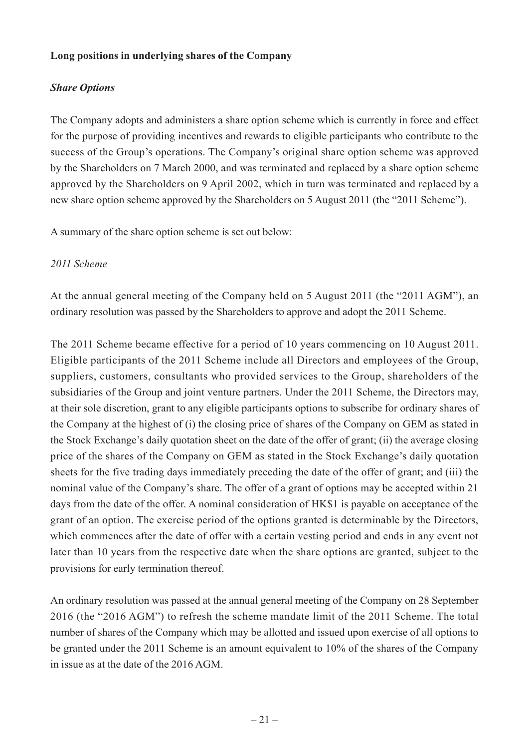**Long positions in underlying shares of the Company**

***Share Options***

The Company adopts and administers a share option scheme which is currently in force and effect for the purpose of providing incentives and rewards to eligible participants who contribute to the success of the Group's operations. The Company's original share option scheme was approved by the Shareholders on 7 March 2000, and was terminated and replaced by a share option scheme approved by the Shareholders on 9 April 2002, which in turn was terminated and replaced by a new share option scheme approved by the Shareholders on 5 August 2011 (the "2011 Scheme").

A summary of the share option scheme is set out below:

*2011 Scheme*

At the annual general meeting of the Company held on 5 August 2011 (the "2011 AGM"), an ordinary resolution was passed by the Shareholders to approve and adopt the 2011 Scheme.

The 2011 Scheme became effective for a period of 10 years commencing on 10 August 2011. Eligible participants of the 2011 Scheme include all Directors and employees of the Group, suppliers, customers, consultants who provided services to the Group, shareholders of the subsidiaries of the Group and joint venture partners. Under the 2011 Scheme, the Directors may, at their sole discretion, grant to any eligible participants options to subscribe for ordinary shares of the Company at the highest of (i) the closing price of shares of the Company on GEM as stated in the Stock Exchange's daily quotation sheet on the date of the offer of grant; (ii) the average closing price of the shares of the Company on GEM as stated in the Stock Exchange's daily quotation sheets for the five trading days immediately preceding the date of the offer of grant; and (iii) the nominal value of the Company's share. The offer of a grant of options may be accepted within 21 days from the date of the offer. A nominal consideration of HK$1 is payable on acceptance of the grant of an option. The exercise period of the options granted is determinable by the Directors, which commences after the date of offer with a certain vesting period and ends in any event not later than 10 years from the respective date when the share options are granted, subject to the provisions for early termination thereof.

An ordinary resolution was passed at the annual general meeting of the Company on 28 September 2016 (the "2016 AGM") to refresh the scheme mandate limit of the 2011 Scheme. The total number of shares of the Company which may be allotted and issued upon exercise of all options to be granted under the 2011 Scheme is an amount equivalent to 10% of the shares of the Company in issue as at the date of the 2016 AGM.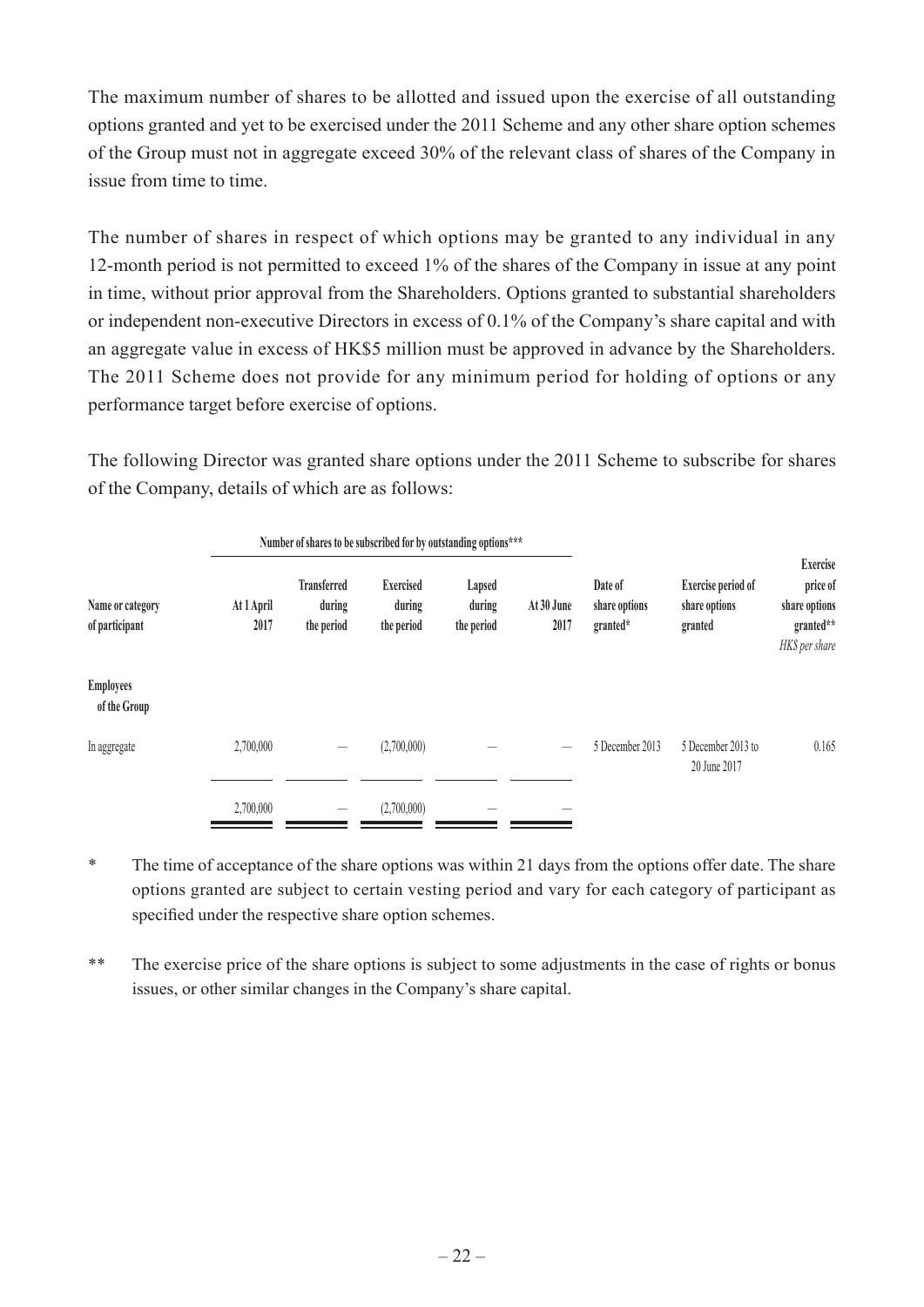The maximum number of shares to be allotted and issued upon the exercise of all outstanding options granted and yet to be exercised under the 2011 Scheme and any other share option schemes of the Group must not in aggregate exceed 30% of the relevant class of shares of the Company in issue from time to time.

The number of shares in respect of which options may be granted to any individual in any 12-month period is not permitted to exceed 1% of the shares of the Company in issue at any point in time, without prior approval from the Shareholders. Options granted to substantial shareholders or independent non-executive Directors in excess of 0.1% of the Company's share capital and with an aggregate value in excess of HK$5 million must be approved in advance by the Shareholders. The 2011 Scheme does not provide for any minimum period for holding of options or any performance target before exercise of options.

The following Director was granted share options under the 2011 Scheme to subscribe for shares of the Company, details of which are as follows:

| Name or category of participant | Number of shares to be subscribed for by outstanding options*** | | | | | Date of share options granted* | Exercise period of share options granted | Exercise price of share options granted** |
|---|---|---|---|---|---|---|---|---|
| | At 1 April 2017 | Transferred during the period | Exercised during the period | Lapsed during the period | At 30 June 2017 | | | *HK$ per share* |
| **Employees of the Group** | | | | | | | | |
| In aggregate | 2,700,000 | — | (2,700,000) | — | — | 5 December 2013 | 5 December 2013 to 20 June 2017 | 0.165 |
| | 2,700,000 | — | (2,700,000) | — | — | | | |

\* The time of acceptance of the share options was within 21 days from the options offer date. The share options granted are subject to certain vesting period and vary for each category of participant as specified under the respective share option schemes.

\*\* The exercise price of the share options is subject to some adjustments in the case of rights or bonus issues, or other similar changes in the Company's share capital.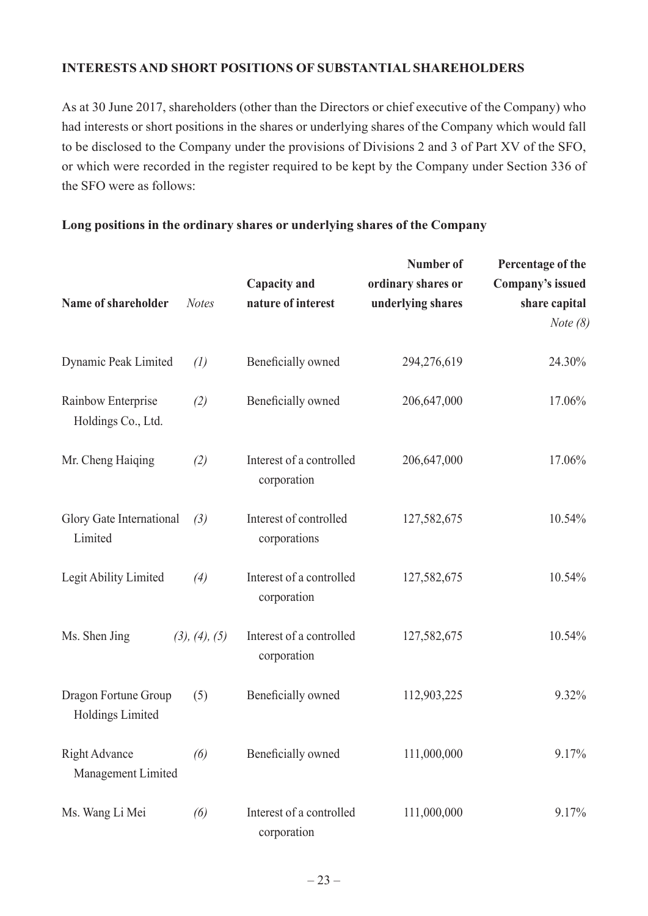**INTERESTS AND SHORT POSITIONS OF SUBSTANTIAL SHAREHOLDERS**

As at 30 June 2017, shareholders (other than the Directors or chief executive of the Company) who had interests or short positions in the shares or underlying shares of the Company which would fall to be disclosed to the Company under the provisions of Divisions 2 and 3 of Part XV of the SFO, or which were recorded in the register required to be kept by the Company under Section 336 of the SFO were as follows:

**Long positions in the ordinary shares or underlying shares of the Company**

| Name of shareholder | *Notes* | Capacity and nature of interest | Number of ordinary shares or underlying shares | Percentage of the Company's issued share capital *Note (8)* |
|---|---|---|---|---|
| Dynamic Peak Limited | *(1)* | Beneficially owned | 294,276,619 | 24.30% |
| Rainbow Enterprise Holdings Co., Ltd. | *(2)* | Beneficially owned | 206,647,000 | 17.06% |
| Mr. Cheng Haiqing | *(2)* | Interest of a controlled corporation | 206,647,000 | 17.06% |
| Glory Gate International Limited | *(3)* | Interest of controlled corporations | 127,582,675 | 10.54% |
| Legit Ability Limited | *(4)* | Interest of a controlled corporation | 127,582,675 | 10.54% |
| Ms. Shen Jing | *(3), (4), (5)* | Interest of a controlled corporation | 127,582,675 | 10.54% |
| Dragon Fortune Group Holdings Limited | (5) | Beneficially owned | 112,903,225 | 9.32% |
| Right Advance Management Limited | *(6)* | Beneficially owned | 111,000,000 | 9.17% |
| Ms. Wang Li Mei | *(6)* | Interest of a controlled corporation | 111,000,000 | 9.17% |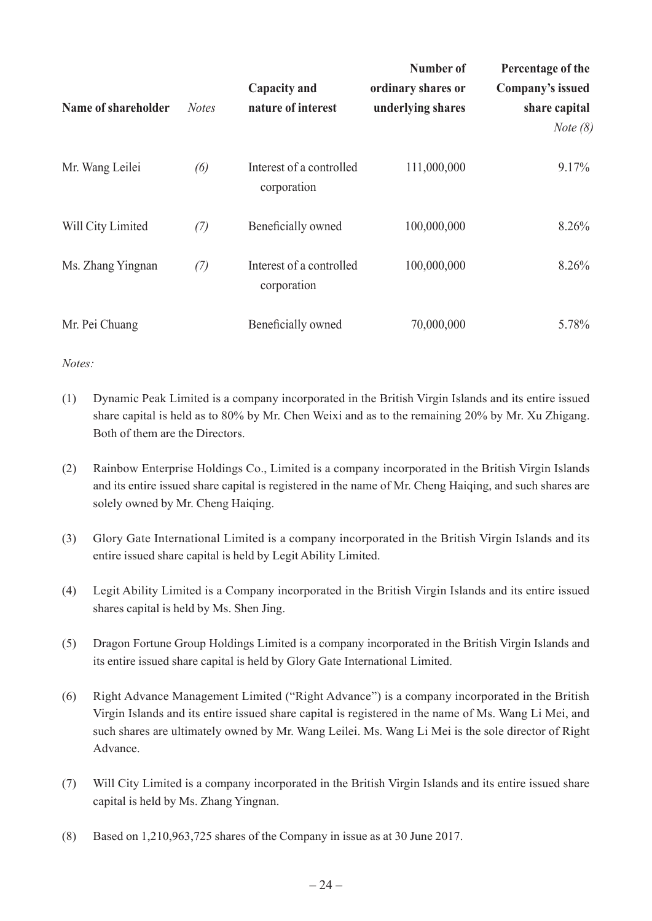| Name of shareholder | *Notes* | Capacity and nature of interest | Number of ordinary shares or underlying shares | Percentage of the Company's issued share capital *Note (8)* |
|---|---|---|---|---|
| Mr. Wang Leilei | *(6)* | Interest of a controlled corporation | 111,000,000 | 9.17% |
| Will City Limited | *(7)* | Beneficially owned | 100,000,000 | 8.26% |
| Ms. Zhang Yingnan | *(7)* | Interest of a controlled corporation | 100,000,000 | 8.26% |
| Mr. Pei Chuang | | Beneficially owned | 70,000,000 | 5.78% |

*Notes:*

(1) Dynamic Peak Limited is a company incorporated in the British Virgin Islands and its entire issued share capital is held as to 80% by Mr. Chen Weixi and as to the remaining 20% by Mr. Xu Zhigang. Both of them are the Directors.

(2) Rainbow Enterprise Holdings Co., Limited is a company incorporated in the British Virgin Islands and its entire issued share capital is registered in the name of Mr. Cheng Haiqing, and such shares are solely owned by Mr. Cheng Haiqing.

(3) Glory Gate International Limited is a company incorporated in the British Virgin Islands and its entire issued share capital is held by Legit Ability Limited.

(4) Legit Ability Limited is a Company incorporated in the British Virgin Islands and its entire issued shares capital is held by Ms. Shen Jing.

(5) Dragon Fortune Group Holdings Limited is a company incorporated in the British Virgin Islands and its entire issued share capital is held by Glory Gate International Limited.

(6) Right Advance Management Limited ("Right Advance") is a company incorporated in the British Virgin Islands and its entire issued share capital is registered in the name of Ms. Wang Li Mei, and such shares are ultimately owned by Mr. Wang Leilei. Ms. Wang Li Mei is the sole director of Right Advance.

(7) Will City Limited is a company incorporated in the British Virgin Islands and its entire issued share capital is held by Ms. Zhang Yingnan.

(8) Based on 1,210,963,725 shares of the Company in issue as at 30 June 2017.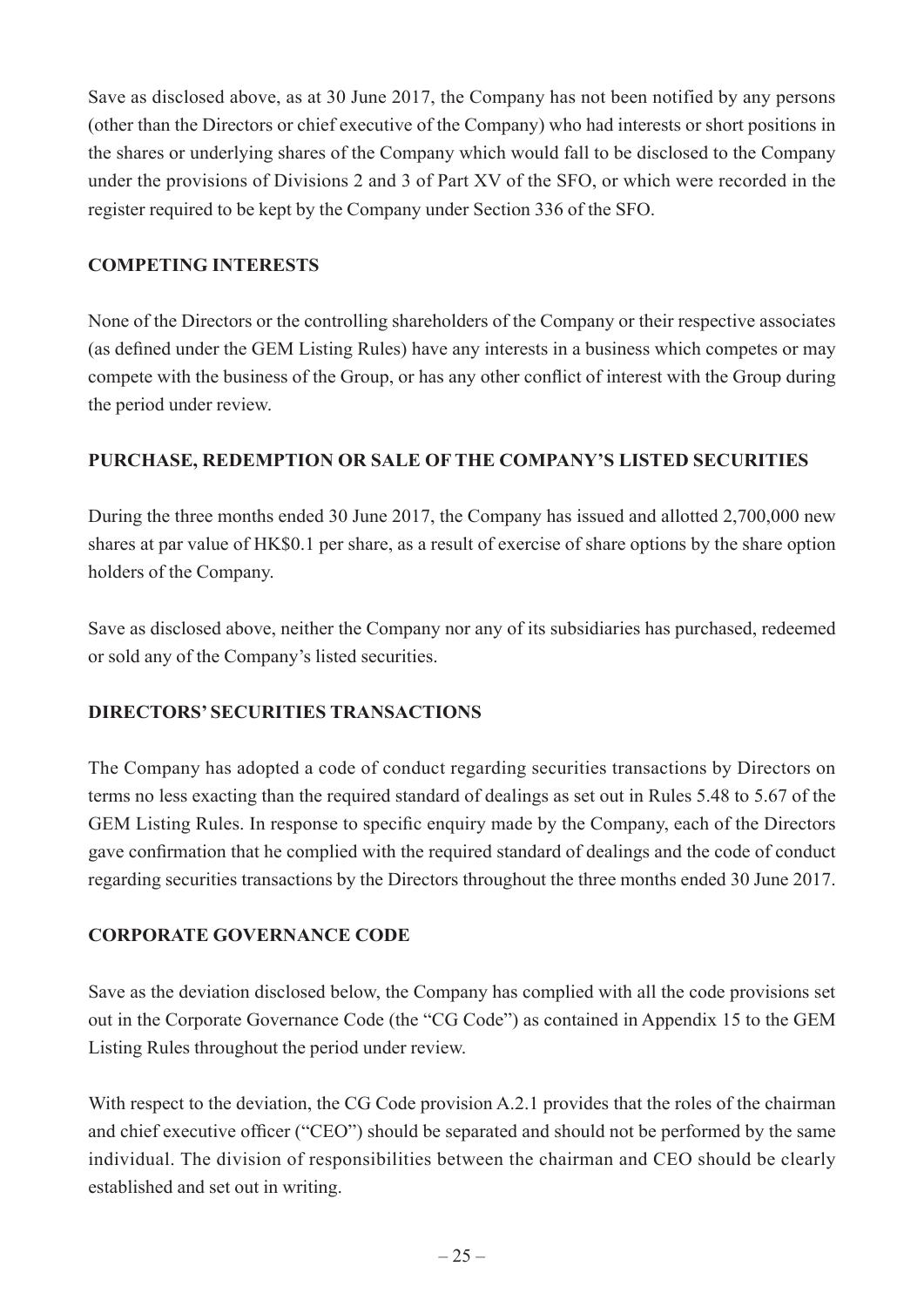Save as disclosed above, as at 30 June 2017, the Company has not been notified by any persons (other than the Directors or chief executive of the Company) who had interests or short positions in the shares or underlying shares of the Company which would fall to be disclosed to the Company under the provisions of Divisions 2 and 3 of Part XV of the SFO, or which were recorded in the register required to be kept by the Company under Section 336 of the SFO.

## COMPETING INTERESTS

None of the Directors or the controlling shareholders of the Company or their respective associates (as defined under the GEM Listing Rules) have any interests in a business which competes or may compete with the business of the Group, or has any other conflict of interest with the Group during the period under review.

## PURCHASE, REDEMPTION OR SALE OF THE COMPANY'S LISTED SECURITIES

During the three months ended 30 June 2017, the Company has issued and allotted 2,700,000 new shares at par value of HK$0.1 per share, as a result of exercise of share options by the share option holders of the Company.

Save as disclosed above, neither the Company nor any of its subsidiaries has purchased, redeemed or sold any of the Company's listed securities.

## DIRECTORS' SECURITIES TRANSACTIONS

The Company has adopted a code of conduct regarding securities transactions by Directors on terms no less exacting than the required standard of dealings as set out in Rules 5.48 to 5.67 of the GEM Listing Rules. In response to specific enquiry made by the Company, each of the Directors gave confirmation that he complied with the required standard of dealings and the code of conduct regarding securities transactions by the Directors throughout the three months ended 30 June 2017.

## CORPORATE GOVERNANCE CODE

Save as the deviation disclosed below, the Company has complied with all the code provisions set out in the Corporate Governance Code (the "CG Code") as contained in Appendix 15 to the GEM Listing Rules throughout the period under review.

With respect to the deviation, the CG Code provision A.2.1 provides that the roles of the chairman and chief executive officer ("CEO") should be separated and should not be performed by the same individual. The division of responsibilities between the chairman and CEO should be clearly established and set out in writing.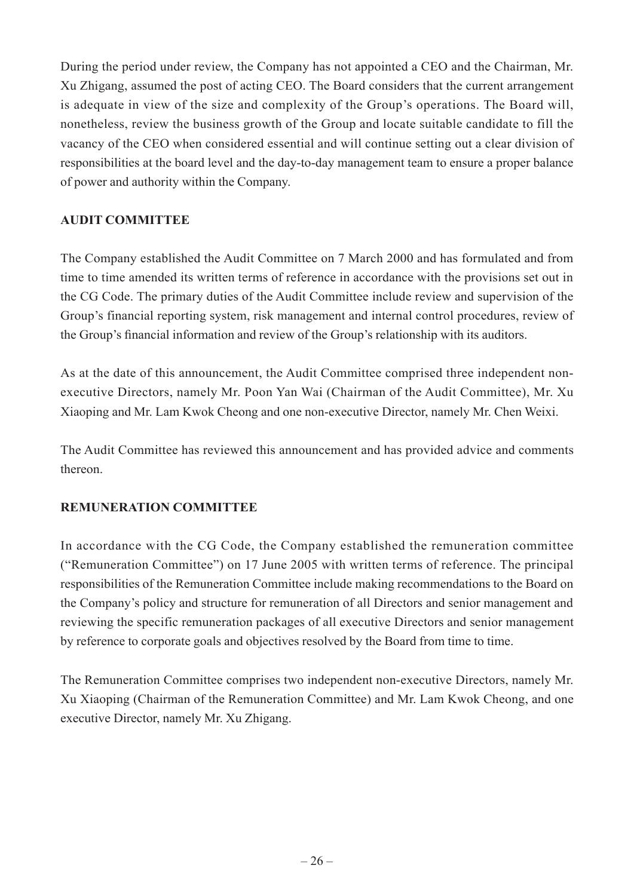During the period under review, the Company has not appointed a CEO and the Chairman, Mr. Xu Zhigang, assumed the post of acting CEO. The Board considers that the current arrangement is adequate in view of the size and complexity of the Group's operations. The Board will, nonetheless, review the business growth of the Group and locate suitable candidate to fill the vacancy of the CEO when considered essential and will continue setting out a clear division of responsibilities at the board level and the day-to-day management team to ensure a proper balance of power and authority within the Company.

## AUDIT COMMITTEE

The Company established the Audit Committee on 7 March 2000 and has formulated and from time to time amended its written terms of reference in accordance with the provisions set out in the CG Code. The primary duties of the Audit Committee include review and supervision of the Group's financial reporting system, risk management and internal control procedures, review of the Group's financial information and review of the Group's relationship with its auditors.

As at the date of this announcement, the Audit Committee comprised three independent non-executive Directors, namely Mr. Poon Yan Wai (Chairman of the Audit Committee), Mr. Xu Xiaoping and Mr. Lam Kwok Cheong and one non-executive Director, namely Mr. Chen Weixi.

The Audit Committee has reviewed this announcement and has provided advice and comments thereon.

## REMUNERATION COMMITTEE

In accordance with the CG Code, the Company established the remuneration committee ("Remuneration Committee") on 17 June 2005 with written terms of reference. The principal responsibilities of the Remuneration Committee include making recommendations to the Board on the Company's policy and structure for remuneration of all Directors and senior management and reviewing the specific remuneration packages of all executive Directors and senior management by reference to corporate goals and objectives resolved by the Board from time to time.

The Remuneration Committee comprises two independent non-executive Directors, namely Mr. Xu Xiaoping (Chairman of the Remuneration Committee) and Mr. Lam Kwok Cheong, and one executive Director, namely Mr. Xu Zhigang.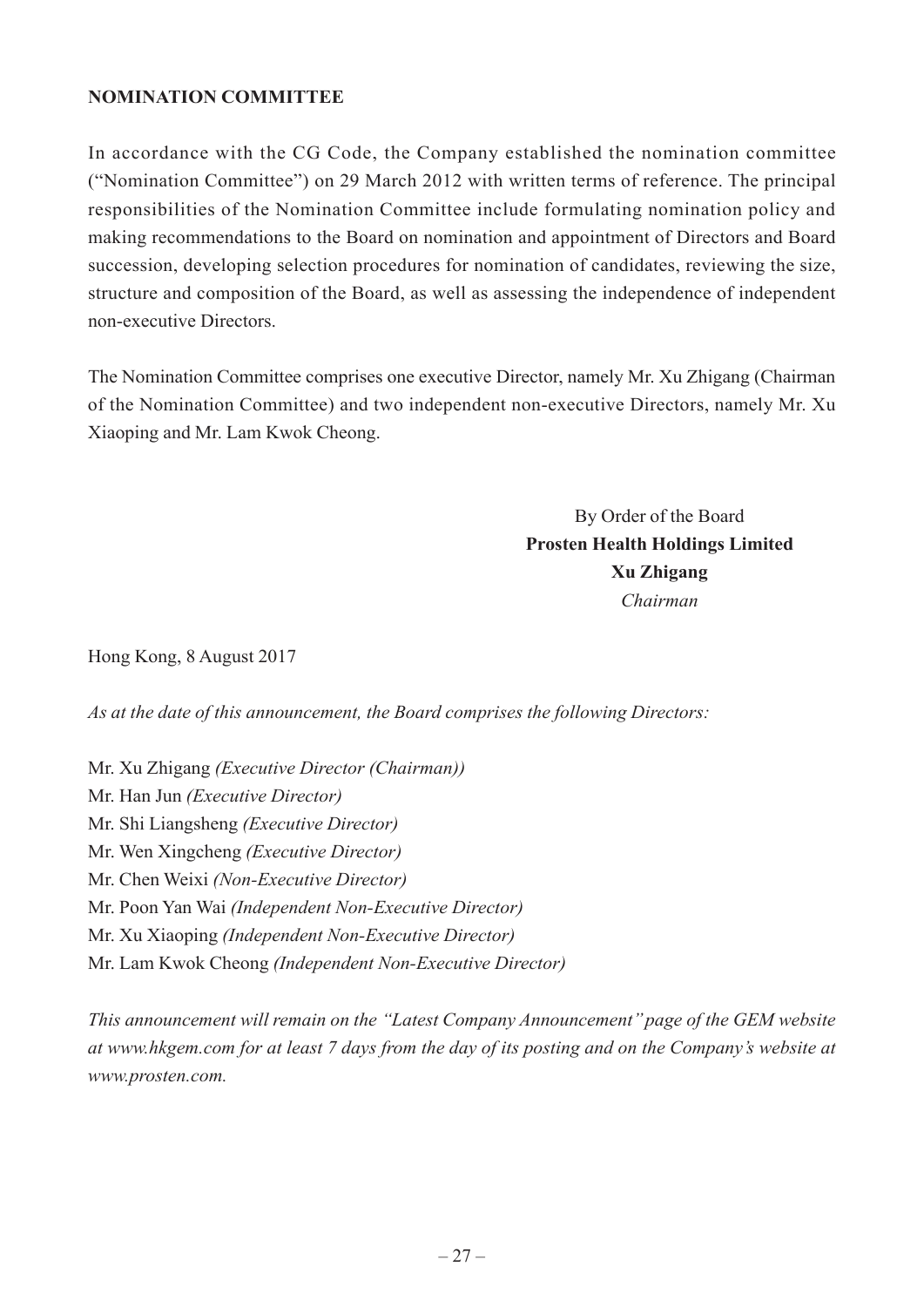## NOMINATION COMMITTEE

In accordance with the CG Code, the Company established the nomination committee ("Nomination Committee") on 29 March 2012 with written terms of reference. The principal responsibilities of the Nomination Committee include formulating nomination policy and making recommendations to the Board on nomination and appointment of Directors and Board succession, developing selection procedures for nomination of candidates, reviewing the size, structure and composition of the Board, as well as assessing the independence of independent non-executive Directors.

The Nomination Committee comprises one executive Director, namely Mr. Xu Zhigang (Chairman of the Nomination Committee) and two independent non-executive Directors, namely Mr. Xu Xiaoping and Mr. Lam Kwok Cheong.

By Order of the Board
**Prosten Health Holdings Limited**
**Xu Zhigang**
*Chairman*

Hong Kong, 8 August 2017

*As at the date of this announcement, the Board comprises the following Directors:*

Mr. Xu Zhigang *(Executive Director (Chairman))*
Mr. Han Jun *(Executive Director)*
Mr. Shi Liangsheng *(Executive Director)*
Mr. Wen Xingcheng *(Executive Director)*
Mr. Chen Weixi *(Non-Executive Director)*
Mr. Poon Yan Wai *(Independent Non-Executive Director)*
Mr. Xu Xiaoping *(Independent Non-Executive Director)*
Mr. Lam Kwok Cheong *(Independent Non-Executive Director)*

*This announcement will remain on the "Latest Company Announcement" page of the GEM website at www.hkgem.com for at least 7 days from the day of its posting and on the Company's website at www.prosten.com.*